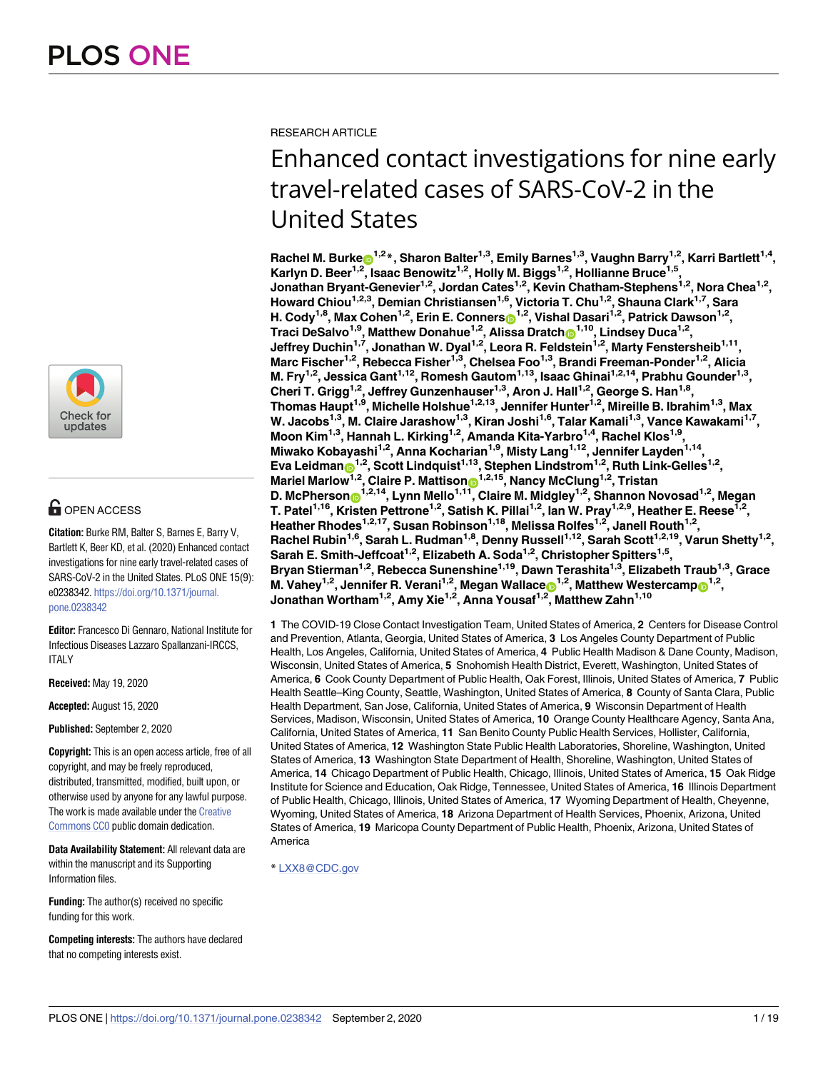RESEARCH ARTICLE

# Enhanced contact investigations for nine early travel-related cases of SARS-CoV-2 in the United States

**Rachel M. Burke[1,2]*, Sharon Balter[1,3], Emily Barnes[1,3], Vaughn Barry[1,2], Karri Bartlett[1,4], Karlyn D. Beer[1,2], Isaac Benowitz[1,2], Holly M. Biggs[1,2], Hollianne Bruce[1,5], Jonathan Bryant-Genevier[1,2], Jordan Cates[1,2], Kevin Chatham-Stephens[1,2], Nora Chea[1,2], Howard Chiou[1,2,3], Demian Christiansen[1,6], Victoria T. Chu[1,2], Shauna Clark[1,7], Sara H. Cody[1,8], Max Cohen[1,2], Erin E. Conners[1,2], Vishal Dasari[1,2], Patrick Dawson[1,2], Traci DeSalvo[1,9], Matthew Donahue[1,2], Alissa Dratch[1,10], Lindsey Duca[1,2], Jeffrey Duchin[1,7], Jonathan W. Dyal[1,2], Leora R. Feldstein[1,2], Marty Fenstersheib[1,11], Marc Fischer[1,2], Rebecca Fisher[1,3], Chelsea Foo[1,3], Brandi Freeman-Ponder[1,2], Alicia M. Fry[1,2], Jessica Gant[1,12], Romesh Gautom[1,13], Isaac Ghinai[1,2,14], Prabhu Gounder[1,3], Cheri T. Grigg[1,2], Jeffrey Gunzenhauser[1,3], Aron J. Hall[1,2], George S. Han[1,8], Thomas Haupt[1,9], Michelle Holshue[1,2,13], Jennifer Hunter[1,2], Mireille B. Ibrahim[1,3], Max W. Jacobs[1,3], M. Claire Jarashow[1,3], Kiran Joshi[1,6], Talar Kamali[1,3], Vance Kawakami[1,7], Moon Kim[1,3], Hannah L. Kirking[1,2], Amanda Kita-Yarbro[1,4], Rachel Klos[1,9], Miwako Kobayashi[1,2], Anna Kocharian[1,9], Misty Lang[1,12], Jennifer Layden[1,14], Eva Leidman[1,2], Scott Lindquist[1,13], Stephen Lindstrom[1,2], Ruth Link-Gelles[1,2], Mariel Marlow[1,2], Claire P. Mattison[1,2,15], Nancy McClung[1,2], Tristan D. McPherson[1,2,14], Lynn Mello[1,11], Claire M. Midgley[1,2], Shannon Novosad[1,2], Megan T. Patel[1,16], Kristen Pettrone[1,2], Satish K. Pillai[1,2], Ian W. Pray[1,2,9], Heather E. Reese[1,2], Heather Rhodes[1,2,17], Susan Robinson[1,18], Melissa Rolfes[1,2], Janell Routh[1,2], Rachel Rubin[1,6], Sarah L. Rudman[1,8], Denny Russell[1,12], Sarah Scott[1,2,19], Varun Shetty[1,2], Sarah E. Smith-Jeffcoat[1,2], Elizabeth A. Soda[1,2], Christopher Spitters[1,5], Bryan Stierman[1,2], Rebecca Sunenshine[1,19], Dawn Terashita[1,3], Elizabeth Traub[1,3], Grace M. Vahey[1,2], Jennifer R. Verani[1,2], Megan Wallace[1,2], Matthew Westercamp[1,2], Jonathan Wortham[1,2], Amy Xie[1,2], Anna Yousaf[1,2], Matthew Zahn[1,10]**

**1** The COVID-19 Close Contact Investigation Team, United States of America, **2** Centers for Disease Control and Prevention, Atlanta, Georgia, United States of America, **3** Los Angeles County Department of Public Health, Los Angeles, California, United States of America, **4** Public Health Madison & Dane County, Madison, Wisconsin, United States of America, **5** Snohomish Health District, Everett, Washington, United States of America, **6** Cook County Department of Public Health, Oak Forest, Illinois, United States of America, **7** Public Health Seattle–King County, Seattle, Washington, United States of America, **8** County of Santa Clara, Public Health Department, San Jose, California, United States of America, **9** Wisconsin Department of Health Services, Madison, Wisconsin, United States of America, **10** Orange County Healthcare Agency, Santa Ana, California, United States of America, **11** San Benito County Public Health Services, Hollister, California, United States of America, **12** Washington State Public Health Laboratories, Shoreline, Washington, United States of America, **13** Washington State Department of Health, Shoreline, Washington, United States of America, **14** Chicago Department of Public Health, Chicago, Illinois, United States of America, **15** Oak Ridge Institute for Science and Education, Oak Ridge, Tennessee, United States of America, **16** Illinois Department of Public Health, Chicago, Illinois, United States of America, **17** Wyoming Department of Health, Cheyenne, Wyoming, United States of America, **18** Arizona Department of Health Services, Phoenix, Arizona, United States of America, **19** Maricopa County Department of Public Health, Phoenix, Arizona, United States of America

* LXX8@CDC.gov

OPEN ACCESS

**Citation:** Burke RM, Balter S, Barnes E, Barry V, Bartlett K, Beer KD, et al. (2020) Enhanced contact investigations for nine early travel-related cases of SARS-CoV-2 in the United States. PLoS ONE 15(9): e0238342. https://doi.org/10.1371/journal.pone.0238342

**Editor:** Francesco Di Gennaro, National Institute for Infectious Diseases Lazzaro Spallanzani-IRCCS, ITALY

**Received:** May 19, 2020

**Accepted:** August 15, 2020

**Published:** September 2, 2020

**Copyright:** This is an open access article, free of all copyright, and may be freely reproduced, distributed, transmitted, modified, built upon, or otherwise used by anyone for any lawful purpose. The work is made available under the Creative Commons CC0 public domain dedication.

**Data Availability Statement:** All relevant data are within the manuscript and its Supporting Information files.

**Funding:** The author(s) received no specific funding for this work.

**Competing interests:** The authors have declared that no competing interests exist.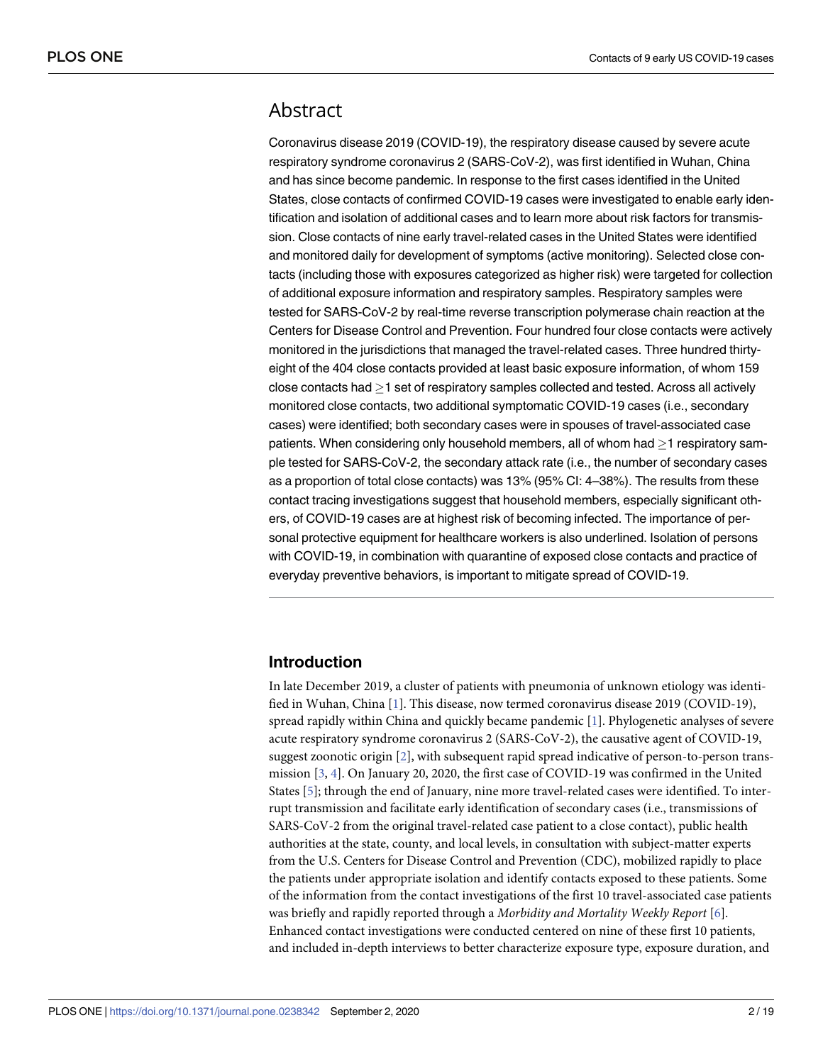## Abstract

Coronavirus disease 2019 (COVID-19), the respiratory disease caused by severe acute respiratory syndrome coronavirus 2 (SARS-CoV-2), was first identified in Wuhan, China and has since become pandemic. In response to the first cases identified in the United States, close contacts of confirmed COVID-19 cases were investigated to enable early identification and isolation of additional cases and to learn more about risk factors for transmission. Close contacts of nine early travel-related cases in the United States were identified and monitored daily for development of symptoms (active monitoring). Selected close contacts (including those with exposures categorized as higher risk) were targeted for collection of additional exposure information and respiratory samples. Respiratory samples were tested for SARS-CoV-2 by real-time reverse transcription polymerase chain reaction at the Centers for Disease Control and Prevention. Four hundred four close contacts were actively monitored in the jurisdictions that managed the travel-related cases. Three hundred thirty-eight of the 404 close contacts provided at least basic exposure information, of whom 159 close contacts had $\geq$1 set of respiratory samples collected and tested. Across all actively monitored close contacts, two additional symptomatic COVID-19 cases (i.e., secondary cases) were identified; both secondary cases were in spouses of travel-associated case patients. When considering only household members, all of whom had $\geq$1 respiratory sample tested for SARS-CoV-2, the secondary attack rate (i.e., the number of secondary cases as a proportion of total close contacts) was 13% (95% CI: 4–38%). The results from these contact tracing investigations suggest that household members, especially significant others, of COVID-19 cases are at highest risk of becoming infected. The importance of personal protective equipment for healthcare workers is also underlined. Isolation of persons with COVID-19, in combination with quarantine of exposed close contacts and practice of everyday preventive behaviors, is important to mitigate spread of COVID-19.

## Introduction

In late December 2019, a cluster of patients with pneumonia of unknown etiology was identified in Wuhan, China [1]. This disease, now termed coronavirus disease 2019 (COVID-19), spread rapidly within China and quickly became pandemic [1]. Phylogenetic analyses of severe acute respiratory syndrome coronavirus 2 (SARS-CoV-2), the causative agent of COVID-19, suggest zoonotic origin [2], with subsequent rapid spread indicative of person-to-person transmission [3, 4]. On January 20, 2020, the first case of COVID-19 was confirmed in the United States [5]; through the end of January, nine more travel-related cases were identified. To interrupt transmission and facilitate early identification of secondary cases (i.e., transmissions of SARS-CoV-2 from the original travel-related case patient to a close contact), public health authorities at the state, county, and local levels, in consultation with subject-matter experts from the U.S. Centers for Disease Control and Prevention (CDC), mobilized rapidly to place the patients under appropriate isolation and identify contacts exposed to these patients. Some of the information from the contact investigations of the first 10 travel-associated case patients was briefly and rapidly reported through a *Morbidity and Mortality Weekly Report* [6]. Enhanced contact investigations were conducted centered on nine of these first 10 patients, and included in-depth interviews to better characterize exposure type, exposure duration, and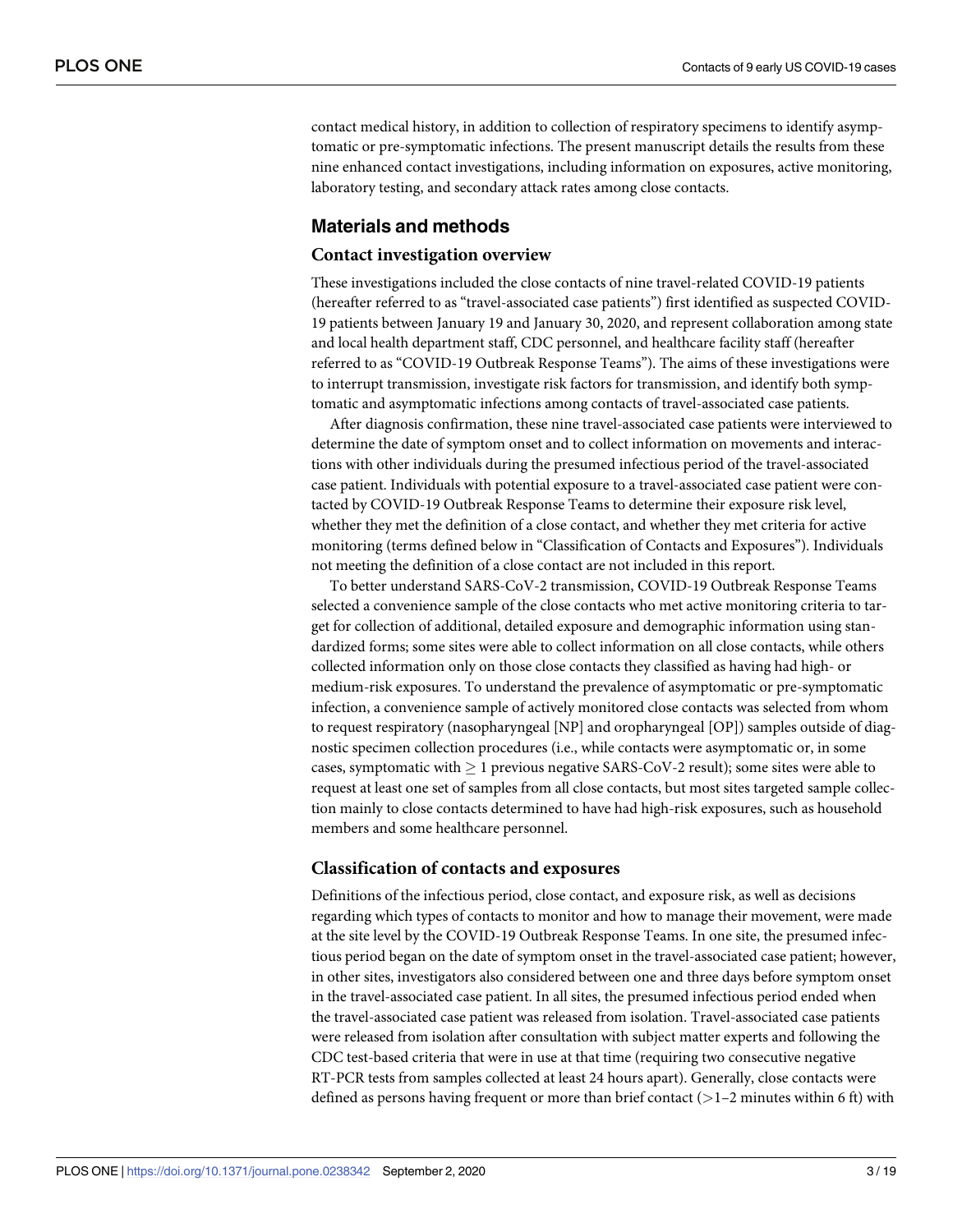contact medical history, in addition to collection of respiratory specimens to identify asymptomatic or pre-symptomatic infections. The present manuscript details the results from these nine enhanced contact investigations, including information on exposures, active monitoring, laboratory testing, and secondary attack rates among close contacts.

## Materials and methods

### Contact investigation overview

These investigations included the close contacts of nine travel-related COVID-19 patients (hereafter referred to as "travel-associated case patients") first identified as suspected COVID-19 patients between January 19 and January 30, 2020, and represent collaboration among state and local health department staff, CDC personnel, and healthcare facility staff (hereafter referred to as "COVID-19 Outbreak Response Teams"). The aims of these investigations were to interrupt transmission, investigate risk factors for transmission, and identify both symptomatic and asymptomatic infections among contacts of travel-associated case patients.

After diagnosis confirmation, these nine travel-associated case patients were interviewed to determine the date of symptom onset and to collect information on movements and interactions with other individuals during the presumed infectious period of the travel-associated case patient. Individuals with potential exposure to a travel-associated case patient were contacted by COVID-19 Outbreak Response Teams to determine their exposure risk level, whether they met the definition of a close contact, and whether they met criteria for active monitoring (terms defined below in "Classification of Contacts and Exposures"). Individuals not meeting the definition of a close contact are not included in this report.

To better understand SARS-CoV-2 transmission, COVID-19 Outbreak Response Teams selected a convenience sample of the close contacts who met active monitoring criteria to target for collection of additional, detailed exposure and demographic information using standardized forms; some sites were able to collect information on all close contacts, while others collected information only on those close contacts they classified as having had high- or medium-risk exposures. To understand the prevalence of asymptomatic or pre-symptomatic infection, a convenience sample of actively monitored close contacts was selected from whom to request respiratory (nasopharyngeal [NP] and oropharyngeal [OP]) samples outside of diagnostic specimen collection procedures (i.e., while contacts were asymptomatic or, in some cases, symptomatic with $\geq 1$ previous negative SARS-CoV-2 result); some sites were able to request at least one set of samples from all close contacts, but most sites targeted sample collection mainly to close contacts determined to have had high-risk exposures, such as household members and some healthcare personnel.

### Classification of contacts and exposures

Definitions of the infectious period, close contact, and exposure risk, as well as decisions regarding which types of contacts to monitor and how to manage their movement, were made at the site level by the COVID-19 Outbreak Response Teams. In one site, the presumed infectious period began on the date of symptom onset in the travel-associated case patient; however, in other sites, investigators also considered between one and three days before symptom onset in the travel-associated case patient. In all sites, the presumed infectious period ended when the travel-associated case patient was released from isolation. Travel-associated case patients were released from isolation after consultation with subject matter experts and following the CDC test-based criteria that were in use at that time (requiring two consecutive negative RT-PCR tests from samples collected at least 24 hours apart). Generally, close contacts were defined as persons having frequent or more than brief contact (>1–2 minutes within 6 ft) with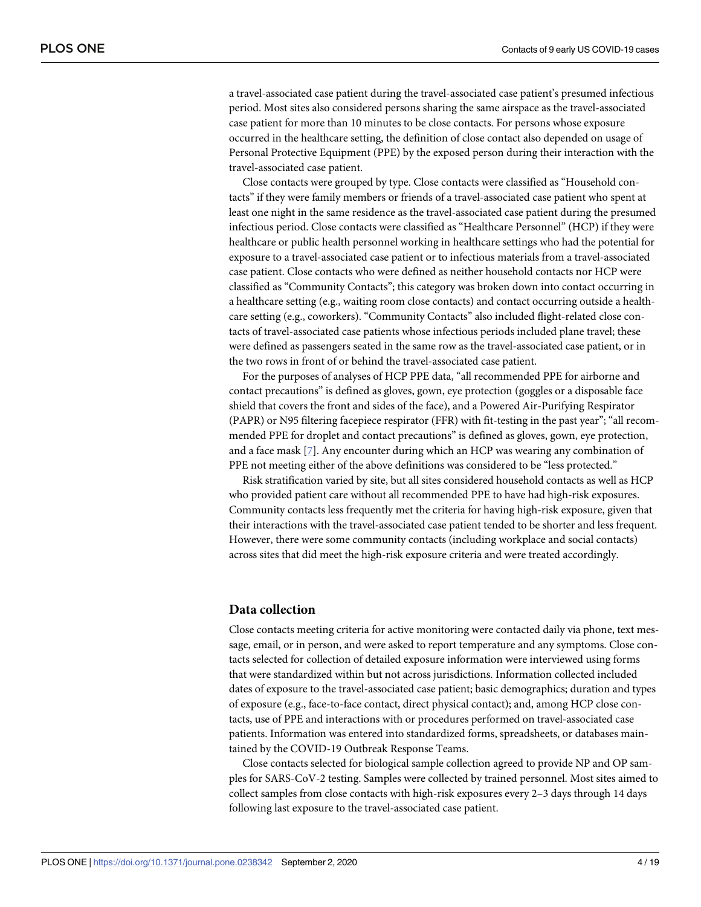a travel-associated case patient during the travel-associated case patient's presumed infectious period. Most sites also considered persons sharing the same airspace as the travel-associated case patient for more than 10 minutes to be close contacts. For persons whose exposure occurred in the healthcare setting, the definition of close contact also depended on usage of Personal Protective Equipment (PPE) by the exposed person during their interaction with the travel-associated case patient.

Close contacts were grouped by type. Close contacts were classified as "Household contacts" if they were family members or friends of a travel-associated case patient who spent at least one night in the same residence as the travel-associated case patient during the presumed infectious period. Close contacts were classified as "Healthcare Personnel" (HCP) if they were healthcare or public health personnel working in healthcare settings who had the potential for exposure to a travel-associated case patient or to infectious materials from a travel-associated case patient. Close contacts who were defined as neither household contacts nor HCP were classified as "Community Contacts"; this category was broken down into contact occurring in a healthcare setting (e.g., waiting room close contacts) and contact occurring outside a healthcare setting (e.g., coworkers). "Community Contacts" also included flight-related close contacts of travel-associated case patients whose infectious periods included plane travel; these were defined as passengers seated in the same row as the travel-associated case patient, or in the two rows in front of or behind the travel-associated case patient.

For the purposes of analyses of HCP PPE data, "all recommended PPE for airborne and contact precautions" is defined as gloves, gown, eye protection (goggles or a disposable face shield that covers the front and sides of the face), and a Powered Air-Purifying Respirator (PAPR) or N95 filtering facepiece respirator (FFR) with fit-testing in the past year"; "all recommended PPE for droplet and contact precautions" is defined as gloves, gown, eye protection, and a face mask [7]. Any encounter during which an HCP was wearing any combination of PPE not meeting either of the above definitions was considered to be "less protected."

Risk stratification varied by site, but all sites considered household contacts as well as HCP who provided patient care without all recommended PPE to have had high-risk exposures. Community contacts less frequently met the criteria for having high-risk exposure, given that their interactions with the travel-associated case patient tended to be shorter and less frequent. However, there were some community contacts (including workplace and social contacts) across sites that did meet the high-risk exposure criteria and were treated accordingly.

## Data collection

Close contacts meeting criteria for active monitoring were contacted daily via phone, text message, email, or in person, and were asked to report temperature and any symptoms. Close contacts selected for collection of detailed exposure information were interviewed using forms that were standardized within but not across jurisdictions. Information collected included dates of exposure to the travel-associated case patient; basic demographics; duration and types of exposure (e.g., face-to-face contact, direct physical contact); and, among HCP close contacts, use of PPE and interactions with or procedures performed on travel-associated case patients. Information was entered into standardized forms, spreadsheets, or databases maintained by the COVID-19 Outbreak Response Teams.

Close contacts selected for biological sample collection agreed to provide NP and OP samples for SARS-CoV-2 testing. Samples were collected by trained personnel. Most sites aimed to collect samples from close contacts with high-risk exposures every 2–3 days through 14 days following last exposure to the travel-associated case patient.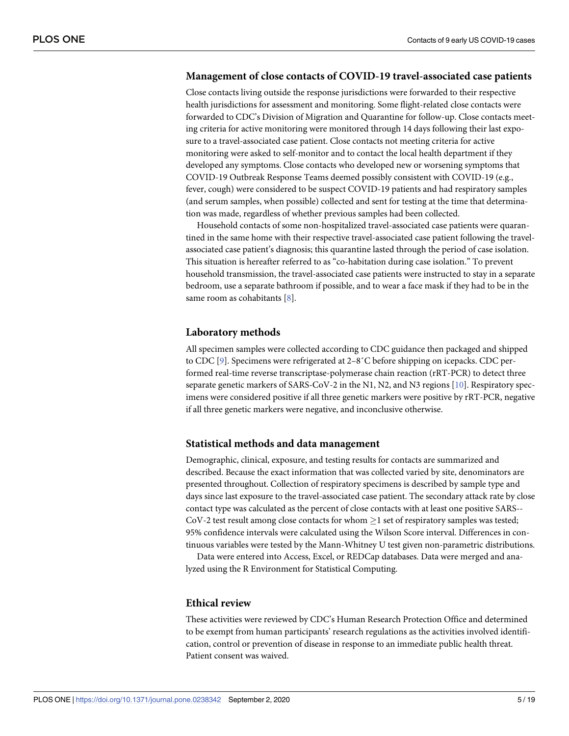## Management of close contacts of COVID-19 travel-associated case patients

Close contacts living outside the response jurisdictions were forwarded to their respective health jurisdictions for assessment and monitoring. Some flight-related close contacts were forwarded to CDC's Division of Migration and Quarantine for follow-up. Close contacts meeting criteria for active monitoring were monitored through 14 days following their last exposure to a travel-associated case patient. Close contacts not meeting criteria for active monitoring were asked to self-monitor and to contact the local health department if they developed any symptoms. Close contacts who developed new or worsening symptoms that COVID-19 Outbreak Response Teams deemed possibly consistent with COVID-19 (e.g., fever, cough) were considered to be suspect COVID-19 patients and had respiratory samples (and serum samples, when possible) collected and sent for testing at the time that determination was made, regardless of whether previous samples had been collected.

Household contacts of some non-hospitalized travel-associated case patients were quarantined in the same home with their respective travel-associated case patient following the travel-associated case patient's diagnosis; this quarantine lasted through the period of case isolation. This situation is hereafter referred to as "co-habitation during case isolation." To prevent household transmission, the travel-associated case patients were instructed to stay in a separate bedroom, use a separate bathroom if possible, and to wear a face mask if they had to be in the same room as cohabitants [8].

## Laboratory methods

All specimen samples were collected according to CDC guidance then packaged and shipped to CDC [9]. Specimens were refrigerated at 2–8˚C before shipping on icepacks. CDC performed real-time reverse transcriptase-polymerase chain reaction (rRT-PCR) to detect three separate genetic markers of SARS-CoV-2 in the N1, N2, and N3 regions [10]. Respiratory specimens were considered positive if all three genetic markers were positive by rRT-PCR, negative if all three genetic markers were negative, and inconclusive otherwise.

## Statistical methods and data management

Demographic, clinical, exposure, and testing results for contacts are summarized and described. Because the exact information that was collected varied by site, denominators are presented throughout. Collection of respiratory specimens is described by sample type and days since last exposure to the travel-associated case patient. The secondary attack rate by close contact type was calculated as the percent of close contacts with at least one positive SARS-CoV-2 test result among close contacts for whom $\geq$1 set of respiratory samples was tested; 95% confidence intervals were calculated using the Wilson Score interval. Differences in continuous variables were tested by the Mann-Whitney U test given non-parametric distributions.

Data were entered into Access, Excel, or REDCap databases. Data were merged and analyzed using the R Environment for Statistical Computing.

## Ethical review

These activities were reviewed by CDC's Human Research Protection Office and determined to be exempt from human participants' research regulations as the activities involved identification, control or prevention of disease in response to an immediate public health threat. Patient consent was waived.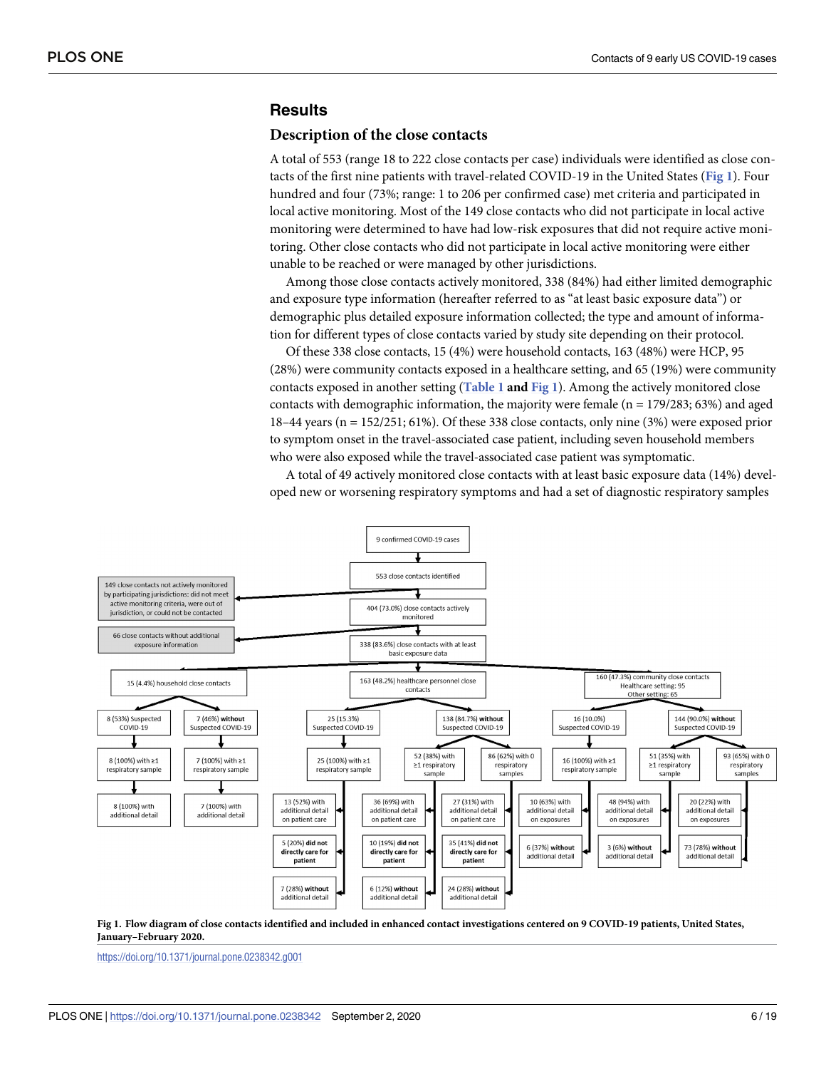## Results

### Description of the close contacts

A total of 553 (range 18 to 222 close contacts per case) individuals were identified as close contacts of the first nine patients with travel-related COVID-19 in the United States (Fig 1). Four hundred and four (73%; range: 1 to 206 per confirmed case) met criteria and participated in local active monitoring. Most of the 149 close contacts who did not participate in local active monitoring were determined to have had low-risk exposures that did not require active monitoring. Other close contacts who did not participate in local active monitoring were either unable to be reached or were managed by other jurisdictions.

Among those close contacts actively monitored, 338 (84%) had either limited demographic and exposure type information (hereafter referred to as "at least basic exposure data") or demographic plus detailed exposure information collected; the type and amount of information for different types of close contacts varied by study site depending on their protocol.

Of these 338 close contacts, 15 (4%) were household contacts, 163 (48%) were HCP, 95 (28%) were community contacts exposed in a healthcare setting, and 65 (19%) were community contacts exposed in another setting (**Table 1 and Fig 1**). Among the actively monitored close contacts with demographic information, the majority were female (n = 179/283; 63%) and aged 18–44 years (n = 152/251; 61%). Of these 338 close contacts, only nine (3%) were exposed prior to symptom onset in the travel-associated case patient, including seven household members who were also exposed while the travel-associated case patient was symptomatic.

A total of 49 actively monitored close contacts with at least basic exposure data (14%) developed new or worsening respiratory symptoms and had a set of diagnostic respiratory samples

**Fig 1. Flow diagram of close contacts identified and included in enhanced contact investigations centered on 9 COVID-19 patients, United States, January–February 2020.**

https://doi.org/10.1371/journal.pone.0238342.g001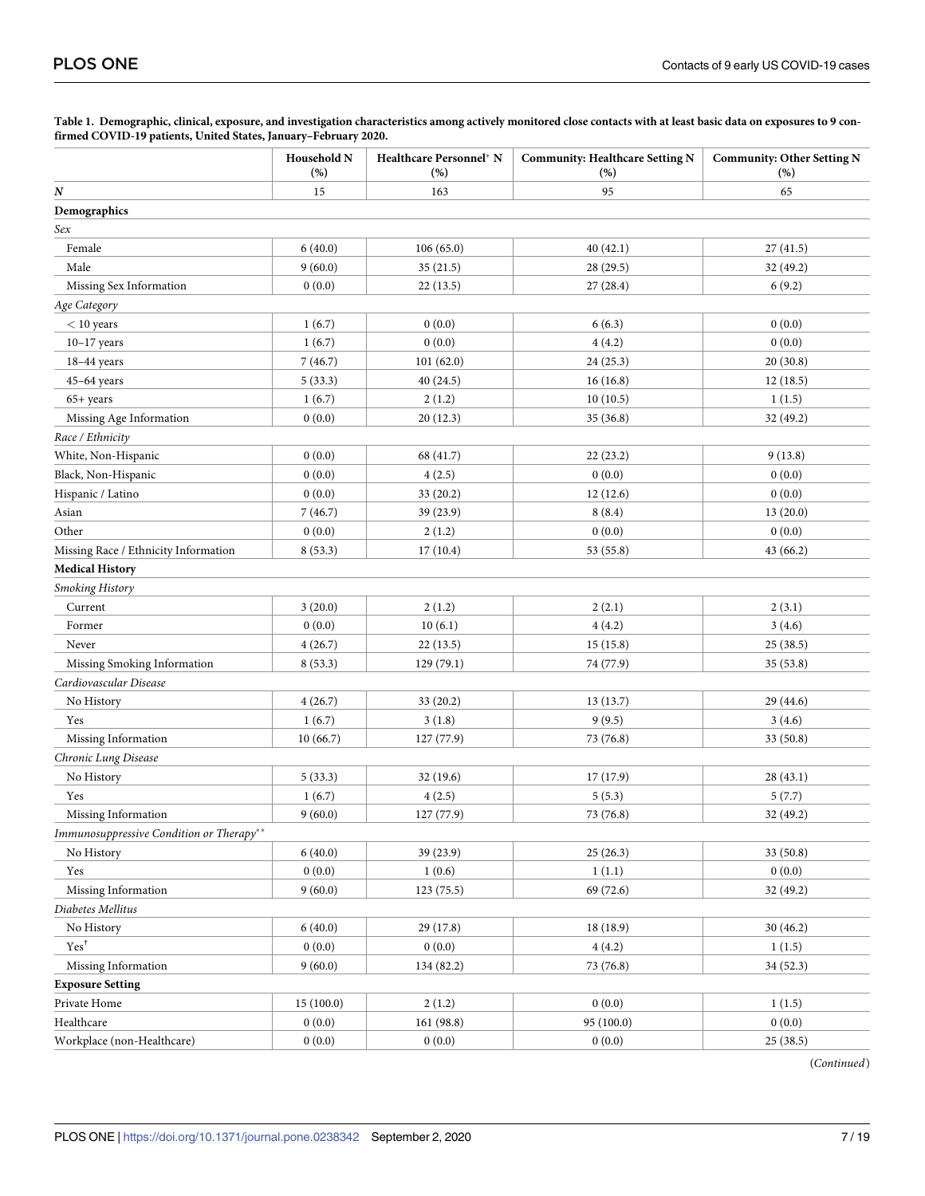**Table 1. Demographic, clinical, exposure, and investigation characteristics among actively monitored close contacts with at least basic data on exposures to 9 confirmed COVID-19 patients, United States, January–February 2020.**

| | Household N (%) | Healthcare Personnel* N (%) | Community: Healthcare Setting N (%) | Community: Other Setting N (%) |
|---|---|---|---|---|
| ***N*** | 15 | 163 | 95 | 65 |
| **Demographics** | | | | |
| *Sex* | | | | |
| Female | 6 (40.0) | 106 (65.0) | 40 (42.1) | 27 (41.5) |
| Male | 9 (60.0) | 35 (21.5) | 28 (29.5) | 32 (49.2) |
| Missing Sex Information | 0 (0.0) | 22 (13.5) | 27 (28.4) | 6 (9.2) |
| *Age Category* | | | | |
| < 10 years | 1 (6.7) | 0 (0.0) | 6 (6.3) | 0 (0.0) |
| 10–17 years | 1 (6.7) | 0 (0.0) | 4 (4.2) | 0 (0.0) |
| 18–44 years | 7 (46.7) | 101 (62.0) | 24 (25.3) | 20 (30.8) |
| 45–64 years | 5 (33.3) | 40 (24.5) | 16 (16.8) | 12 (18.5) |
| 65+ years | 1 (6.7) | 2 (1.2) | 10 (10.5) | 1 (1.5) |
| Missing Age Information | 0 (0.0) | 20 (12.3) | 35 (36.8) | 32 (49.2) |
| *Race / Ethnicity* | | | | |
| White, Non-Hispanic | 0 (0.0) | 68 (41.7) | 22 (23.2) | 9 (13.8) |
| Black, Non-Hispanic | 0 (0.0) | 4 (2.5) | 0 (0.0) | 0 (0.0) |
| Hispanic / Latino | 0 (0.0) | 33 (20.2) | 12 (12.6) | 0 (0.0) |
| Asian | 7 (46.7) | 39 (23.9) | 8 (8.4) | 13 (20.0) |
| Other | 0 (0.0) | 2 (1.2) | 0 (0.0) | 0 (0.0) |
| Missing Race / Ethnicity Information | 8 (53.3) | 17 (10.4) | 53 (55.8) | 43 (66.2) |
| **Medical History** | | | | |
| *Smoking History* | | | | |
| Current | 3 (20.0) | 2 (1.2) | 2 (2.1) | 2 (3.1) |
| Former | 0 (0.0) | 10 (6.1) | 4 (4.2) | 3 (4.6) |
| Never | 4 (26.7) | 22 (13.5) | 15 (15.8) | 25 (38.5) |
| Missing Smoking Information | 8 (53.3) | 129 (79.1) | 74 (77.9) | 35 (53.8) |
| *Cardiovascular Disease* | | | | |
| No History | 4 (26.7) | 33 (20.2) | 13 (13.7) | 29 (44.6) |
| Yes | 1 (6.7) | 3 (1.8) | 9 (9.5) | 3 (4.6) |
| Missing Information | 10 (66.7) | 127 (77.9) | 73 (76.8) | 33 (50.8) |
| *Chronic Lung Disease* | | | | |
| No History | 5 (33.3) | 32 (19.6) | 17 (17.9) | 28 (43.1) |
| Yes | 1 (6.7) | 4 (2.5) | 5 (5.3) | 5 (7.7) |
| Missing Information | 9 (60.0) | 127 (77.9) | 73 (76.8) | 32 (49.2) |
| *Immunosuppressive Condition or Therapy*** | | | | |
| No History | 6 (40.0) | 39 (23.9) | 25 (26.3) | 33 (50.8) |
| Yes | 0 (0.0) | 1 (0.6) | 1 (1.1) | 0 (0.0) |
| Missing Information | 9 (60.0) | 123 (75.5) | 69 (72.6) | 32 (49.2) |
| *Diabetes Mellitus* | | | | |
| No History | 6 (40.0) | 29 (17.8) | 18 (18.9) | 30 (46.2) |
| Yes† | 0 (0.0) | 0 (0.0) | 4 (4.2) | 1 (1.5) |
| Missing Information | 9 (60.0) | 134 (82.2) | 73 (76.8) | 34 (52.3) |
| **Exposure Setting** | | | | |
| Private Home | 15 (100.0) | 2 (1.2) | 0 (0.0) | 1 (1.5) |
| Healthcare | 0 (0.0) | 161 (98.8) | 95 (100.0) | 0 (0.0) |
| Workplace (non-Healthcare) | 0 (0.0) | 0 (0.0) | 0 (0.0) | 25 (38.5) |

(*Continued*)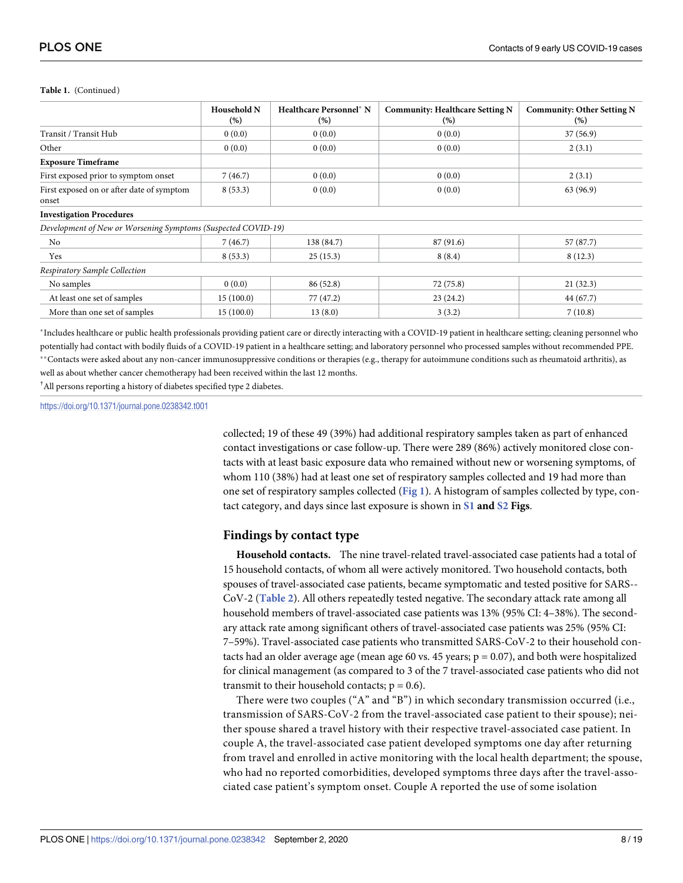**Table 1.** (Continued)

| | Household N (%) | Healthcare Personnel* N (%) | Community: Healthcare Setting N (%) | Community: Other Setting N (%) |
|---|---|---|---|---|
| Transit / Transit Hub | 0 (0.0) | 0 (0.0) | 0 (0.0) | 37 (56.9) |
| Other | 0 (0.0) | 0 (0.0) | 0 (0.0) | 2 (3.1) |
| **Exposure Timeframe** | | | | |
| First exposed prior to symptom onset | 7 (46.7) | 0 (0.0) | 0 (0.0) | 2 (3.1) |
| First exposed on or after date of symptom onset | 8 (53.3) | 0 (0.0) | 0 (0.0) | 63 (96.9) |
| **Investigation Procedures** | | | | |
| *Development of New or Worsening Symptoms (Suspected COVID-19)* | | | | |
| No | 7 (46.7) | 138 (84.7) | 87 (91.6) | 57 (87.7) |
| Yes | 8 (53.3) | 25 (15.3) | 8 (8.4) | 8 (12.3) |
| *Respiratory Sample Collection* | | | | |
| No samples | 0 (0.0) | 86 (52.8) | 72 (75.8) | 21 (32.3) |
| At least one set of samples | 15 (100.0) | 77 (47.2) | 23 (24.2) | 44 (67.7) |
| More than one set of samples | 15 (100.0) | 13 (8.0) | 3 (3.2) | 7 (10.8) |

*Includes healthcare or public health professionals providing patient care or directly interacting with a COVID-19 patient in healthcare setting; cleaning personnel who potentially had contact with bodily fluids of a COVID-19 patient in a healthcare setting; and laboratory personnel who processed samples without recommended PPE.

**Contacts were asked about any non-cancer immunosuppressive conditions or therapies (e.g., therapy for autoimmune conditions such as rheumatoid arthritis), as well as about whether cancer chemotherapy had been received within the last 12 months.

†All persons reporting a history of diabetes specified type 2 diabetes.

https://doi.org/10.1371/journal.pone.0238342.t001

collected; 19 of these 49 (39%) had additional respiratory samples taken as part of enhanced contact investigations or case follow-up. There were 289 (86%) actively monitored close contacts with at least basic exposure data who remained without new or worsening symptoms, of whom 110 (38%) had at least one set of respiratory samples collected and 19 had more than one set of respiratory samples collected (Fig 1). A histogram of samples collected by type, contact category, and days since last exposure is shown in S1 and S2 Figs.

## Findings by contact type

**Household contacts.** The nine travel-related travel-associated case patients had a total of 15 household contacts, of whom all were actively monitored. Two household contacts, both spouses of travel-associated case patients, became symptomatic and tested positive for SARS--CoV-2 (Table 2). All others repeatedly tested negative. The secondary attack rate among all household members of travel-associated case patients was 13% (95% CI: 4–38%). The secondary attack rate among significant others of travel-associated case patients was 25% (95% CI: 7–59%). Travel-associated case patients who transmitted SARS-CoV-2 to their household contacts had an older average age (mean age 60 vs. 45 years; $p = 0.07$), and both were hospitalized for clinical management (as compared to 3 of the 7 travel-associated case patients who did not transmit to their household contacts; $p = 0.6$).

There were two couples ("A" and "B") in which secondary transmission occurred (i.e., transmission of SARS-CoV-2 from the travel-associated case patient to their spouse); neither spouse shared a travel history with their respective travel-associated case patient. In couple A, the travel-associated case patient developed symptoms one day after returning from travel and enrolled in active monitoring with the local health department; the spouse, who had no reported comorbidities, developed symptoms three days after the travel-associated case patient's symptom onset. Couple A reported the use of some isolation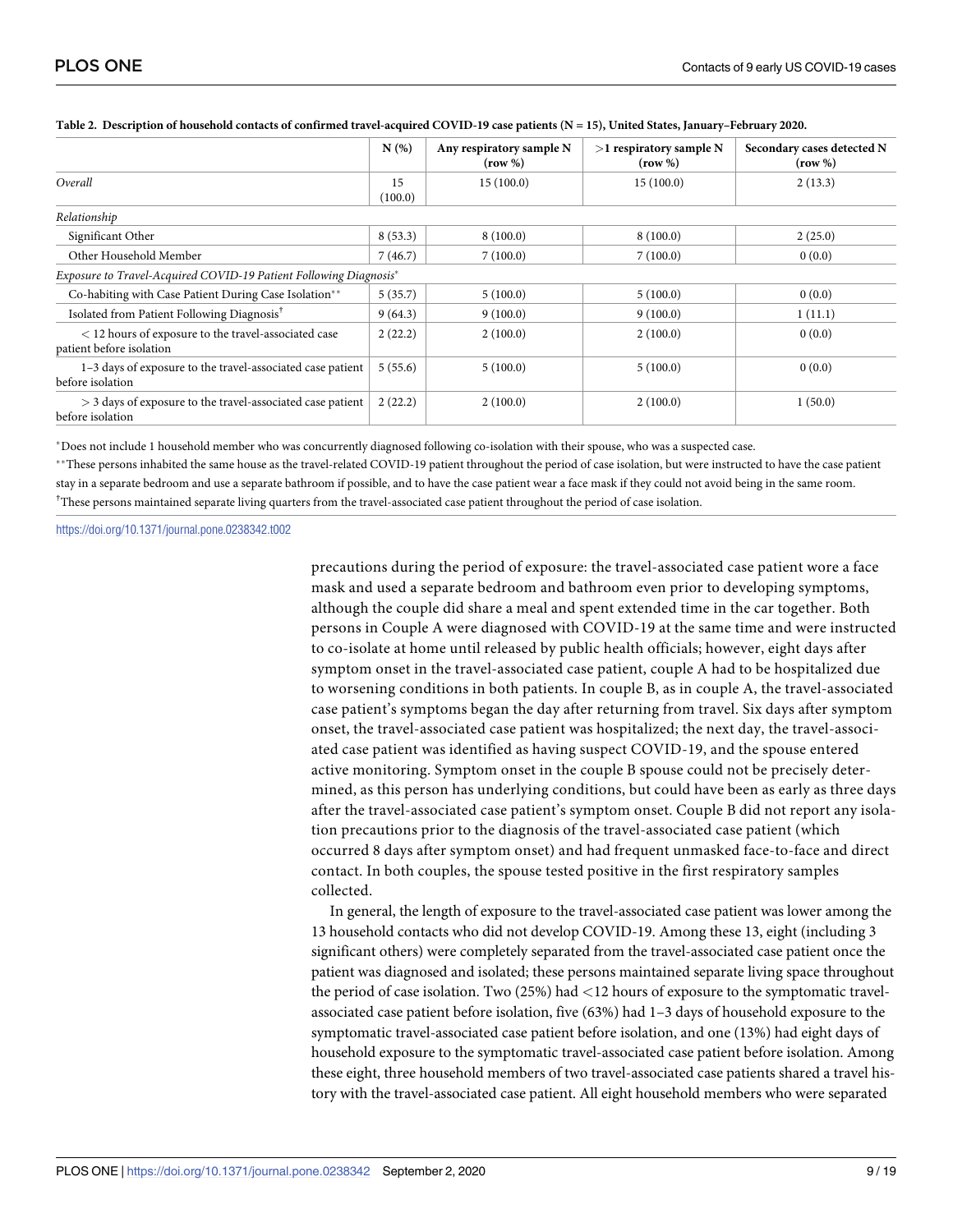**Table 2. Description of household contacts of confirmed travel-acquired COVID-19 case patients (N = 15), United States, January–February 2020.**

| | N (%) | Any respiratory sample N (row %) | >1 respiratory sample N (row %) | Secondary cases detected N (row %) |
|---|---|---|---|---|
| *Overall* | 15 (100.0) | 15 (100.0) | 15 (100.0) | 2 (13.3) |
| *Relationship* | | | | |
| Significant Other | 8 (53.3) | 8 (100.0) | 8 (100.0) | 2 (25.0) |
| Other Household Member | 7 (46.7) | 7 (100.0) | 7 (100.0) | 0 (0.0) |
| *Exposure to Travel-Acquired COVID-19 Patient Following Diagnosis*[*] | | | | |
| Co-habiting with Case Patient During Case Isolation[**] | 5 (35.7) | 5 (100.0) | 5 (100.0) | 0 (0.0) |
| Isolated from Patient Following Diagnosis[†] | 9 (64.3) | 9 (100.0) | 9 (100.0) | 1 (11.1) |
| < 12 hours of exposure to the travel-associated case patient before isolation | 2 (22.2) | 2 (100.0) | 2 (100.0) | 0 (0.0) |
| 1–3 days of exposure to the travel-associated case patient before isolation | 5 (55.6) | 5 (100.0) | 5 (100.0) | 0 (0.0) |
| > 3 days of exposure to the travel-associated case patient before isolation | 2 (22.2) | 2 (100.0) | 2 (100.0) | 1 (50.0) |

[*]Does not include 1 household member who was concurrently diagnosed following co-isolation with their spouse, who was a suspected case.

[**]These persons inhabited the same house as the travel-related COVID-19 patient throughout the period of case isolation, but were instructed to have the case patient stay in a separate bedroom and use a separate bathroom if possible, and to have the case patient wear a face mask if they could not avoid being in the same room.

[†]These persons maintained separate living quarters from the travel-associated case patient throughout the period of case isolation.

https://doi.org/10.1371/journal.pone.0238342.t002

precautions during the period of exposure: the travel-associated case patient wore a face mask and used a separate bedroom and bathroom even prior to developing symptoms, although the couple did share a meal and spent extended time in the car together. Both persons in Couple A were diagnosed with COVID-19 at the same time and were instructed to co-isolate at home until released by public health officials; however, eight days after symptom onset in the travel-associated case patient, couple A had to be hospitalized due to worsening conditions in both patients. In couple B, as in couple A, the travel-associated case patient's symptoms began the day after returning from travel. Six days after symptom onset, the travel-associated case patient was hospitalized; the next day, the travel-associated case patient was identified as having suspect COVID-19, and the spouse entered active monitoring. Symptom onset in the couple B spouse could not be precisely determined, as this person has underlying conditions, but could have been as early as three days after the travel-associated case patient's symptom onset. Couple B did not report any isolation precautions prior to the diagnosis of the travel-associated case patient (which occurred 8 days after symptom onset) and had frequent unmasked face-to-face and direct contact. In both couples, the spouse tested positive in the first respiratory samples collected.

In general, the length of exposure to the travel-associated case patient was lower among the 13 household contacts who did not develop COVID-19. Among these 13, eight (including 3 significant others) were completely separated from the travel-associated case patient once the patient was diagnosed and isolated; these persons maintained separate living space throughout the period of case isolation. Two (25%) had <12 hours of exposure to the symptomatic travel-associated case patient before isolation, five (63%) had 1–3 days of household exposure to the symptomatic travel-associated case patient before isolation, and one (13%) had eight days of household exposure to the symptomatic travel-associated case patient before isolation. Among these eight, three household members of two travel-associated case patients shared a travel history with the travel-associated case patient. All eight household members who were separated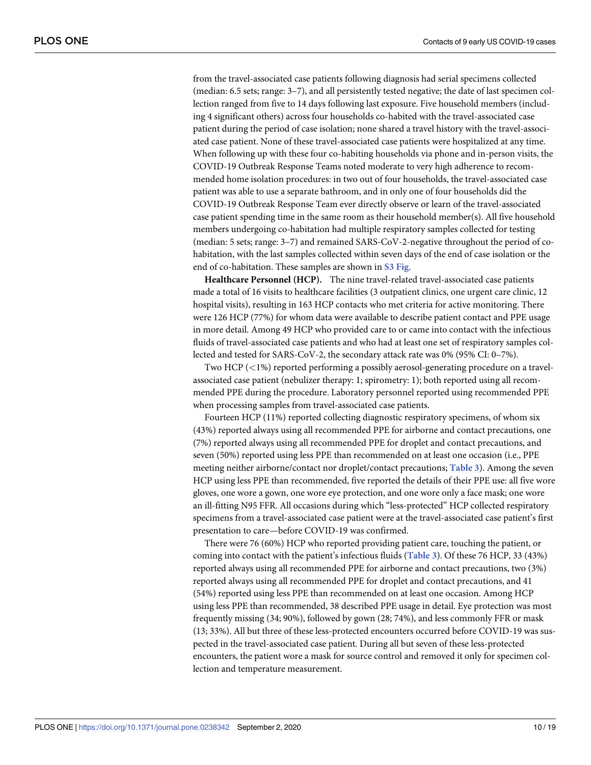from the travel-associated case patients following diagnosis had serial specimens collected (median: 6.5 sets; range: 3–7), and all persistently tested negative; the date of last specimen collection ranged from five to 14 days following last exposure. Five household members (including 4 significant others) across four households co-habited with the travel-associated case patient during the period of case isolation; none shared a travel history with the travel-associated case patient. None of these travel-associated case patients were hospitalized at any time. When following up with these four co-habiting households via phone and in-person visits, the COVID-19 Outbreak Response Teams noted moderate to very high adherence to recommended home isolation procedures: in two out of four households, the travel-associated case patient was able to use a separate bathroom, and in only one of four households did the COVID-19 Outbreak Response Team ever directly observe or learn of the travel-associated case patient spending time in the same room as their household member(s). All five household members undergoing co-habitation had multiple respiratory samples collected for testing (median: 5 sets; range: 3–7) and remained SARS-CoV-2-negative throughout the period of co-habitation, with the last samples collected within seven days of the end of case isolation or the end of co-habitation. These samples are shown in S3 Fig.

**Healthcare Personnel (HCP).** The nine travel-related travel-associated case patients made a total of 16 visits to healthcare facilities (3 outpatient clinics, one urgent care clinic, 12 hospital visits), resulting in 163 HCP contacts who met criteria for active monitoring. There were 126 HCP (77%) for whom data were available to describe patient contact and PPE usage in more detail. Among 49 HCP who provided care to or came into contact with the infectious fluids of travel-associated case patients and who had at least one set of respiratory samples collected and tested for SARS-CoV-2, the secondary attack rate was 0% (95% CI: 0–7%).

Two HCP (<1%) reported performing a possibly aerosol-generating procedure on a travel-associated case patient (nebulizer therapy: 1; spirometry: 1); both reported using all recommended PPE during the procedure. Laboratory personnel reported using recommended PPE when processing samples from travel-associated case patients.

Fourteen HCP (11%) reported collecting diagnostic respiratory specimens, of whom six (43%) reported always using all recommended PPE for airborne and contact precautions, one (7%) reported always using all recommended PPE for droplet and contact precautions, and seven (50%) reported using less PPE than recommended on at least one occasion (i.e., PPE meeting neither airborne/contact nor droplet/contact precautions; Table 3). Among the seven HCP using less PPE than recommended, five reported the details of their PPE use: all five wore gloves, one wore a gown, one wore eye protection, and one wore only a face mask; one wore an ill-fitting N95 FFR. All occasions during which "less-protected" HCP collected respiratory specimens from a travel-associated case patient were at the travel-associated case patient's first presentation to care—before COVID-19 was confirmed.

There were 76 (60%) HCP who reported providing patient care, touching the patient, or coming into contact with the patient's infectious fluids (Table 3). Of these 76 HCP, 33 (43%) reported always using all recommended PPE for airborne and contact precautions, two (3%) reported always using all recommended PPE for droplet and contact precautions, and 41 (54%) reported using less PPE than recommended on at least one occasion. Among HCP using less PPE than recommended, 38 described PPE usage in detail. Eye protection was most frequently missing (34; 90%), followed by gown (28; 74%), and less commonly FFR or mask (13; 33%). All but three of these less-protected encounters occurred before COVID-19 was suspected in the travel-associated case patient. During all but seven of these less-protected encounters, the patient wore a mask for source control and removed it only for specimen collection and temperature measurement.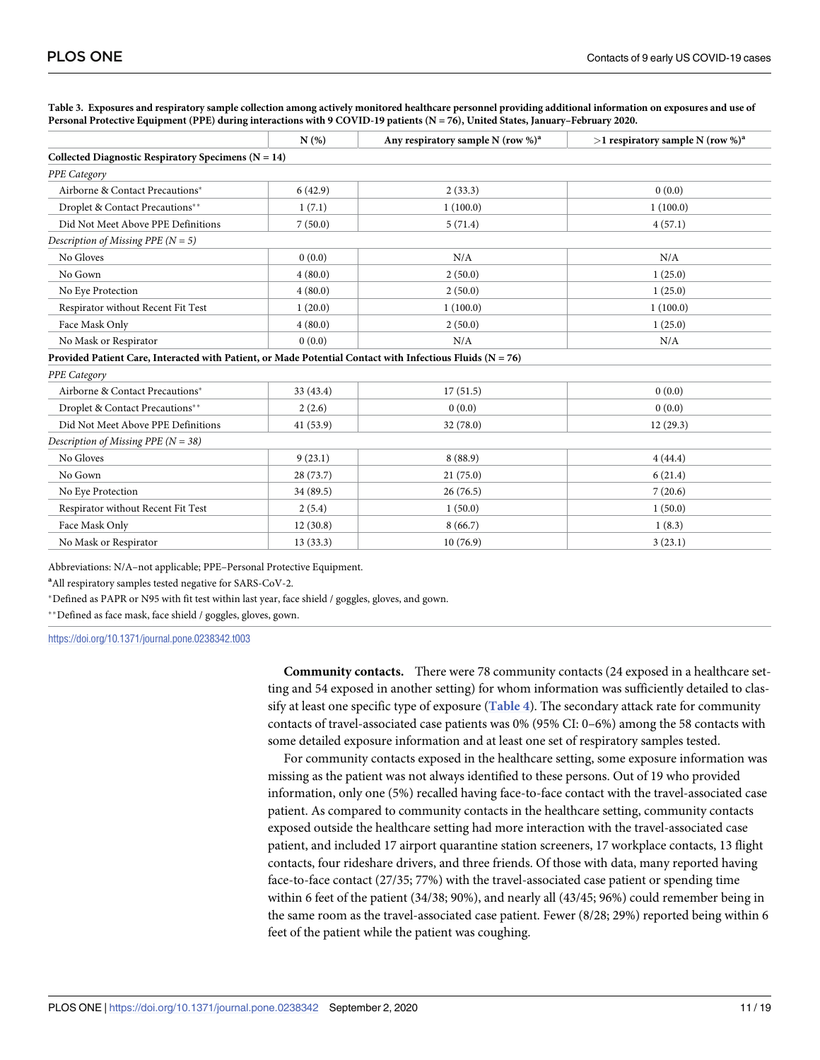**Table 3. Exposures and respiratory sample collection among actively monitored healthcare personnel providing additional information on exposures and use of Personal Protective Equipment (PPE) during interactions with 9 COVID-19 patients (N = 76), United States, January–February 2020.**

| | N (%) | Any respiratory sample N (row %)[a] | >1 respiratory sample N (row %)[a] |
|---|---|---|---|
| **Collected Diagnostic Respiratory Specimens (N = 14)** | | | |
| *PPE Category* | | | |
| Airborne & Contact Precautions* | 6 (42.9) | 2 (33.3) | 0 (0.0) |
| Droplet & Contact Precautions** | 1 (7.1) | 1 (100.0) | 1 (100.0) |
| Did Not Meet Above PPE Definitions | 7 (50.0) | 5 (71.4) | 4 (57.1) |
| *Description of Missing PPE (N = 5)* | | | |
| No Gloves | 0 (0.0) | N/A | N/A |
| No Gown | 4 (80.0) | 2 (50.0) | 1 (25.0) |
| No Eye Protection | 4 (80.0) | 2 (50.0) | 1 (25.0) |
| Respirator without Recent Fit Test | 1 (20.0) | 1 (100.0) | 1 (100.0) |
| Face Mask Only | 4 (80.0) | 2 (50.0) | 1 (25.0) |
| No Mask or Respirator | 0 (0.0) | N/A | N/A |
| **Provided Patient Care, Interacted with Patient, or Made Potential Contact with Infectious Fluids (N = 76)** | | | |
| *PPE Category* | | | |
| Airborne & Contact Precautions* | 33 (43.4) | 17 (51.5) | 0 (0.0) |
| Droplet & Contact Precautions** | 2 (2.6) | 0 (0.0) | 0 (0.0) |
| Did Not Meet Above PPE Definitions | 41 (53.9) | 32 (78.0) | 12 (29.3) |
| *Description of Missing PPE (N = 38)* | | | |
| No Gloves | 9 (23.1) | 8 (88.9) | 4 (44.4) |
| No Gown | 28 (73.7) | 21 (75.0) | 6 (21.4) |
| No Eye Protection | 34 (89.5) | 26 (76.5) | 7 (20.6) |
| Respirator without Recent Fit Test | 2 (5.4) | 1 (50.0) | 1 (50.0) |
| Face Mask Only | 12 (30.8) | 8 (66.7) | 1 (8.3) |
| No Mask or Respirator | 13 (33.3) | 10 (76.9) | 3 (23.1) |

Abbreviations: N/A–not applicable; PPE–Personal Protective Equipment.

[a]All respiratory samples tested negative for SARS-CoV-2.

*Defined as PAPR or N95 with fit test within last year, face shield / goggles, gloves, and gown.

**Defined as face mask, face shield / goggles, gloves, gown.

https://doi.org/10.1371/journal.pone.0238342.t003

**Community contacts.** There were 78 community contacts (24 exposed in a healthcare setting and 54 exposed in another setting) for whom information was sufficiently detailed to classify at least one specific type of exposure (**Table 4**). The secondary attack rate for community contacts of travel-associated case patients was 0% (95% CI: 0–6%) among the 58 contacts with some detailed exposure information and at least one set of respiratory samples tested.

For community contacts exposed in the healthcare setting, some exposure information was missing as the patient was not always identified to these persons. Out of 19 who provided information, only one (5%) recalled having face-to-face contact with the travel-associated case patient. As compared to community contacts in the healthcare setting, community contacts exposed outside the healthcare setting had more interaction with the travel-associated case patient, and included 17 airport quarantine station screeners, 17 workplace contacts, 13 flight contacts, four rideshare drivers, and three friends. Of those with data, many reported having face-to-face contact (27/35; 77%) with the travel-associated case patient or spending time within 6 feet of the patient (34/38; 90%), and nearly all (43/45; 96%) could remember being in the same room as the travel-associated case patient. Fewer (8/28; 29%) reported being within 6 feet of the patient while the patient was coughing.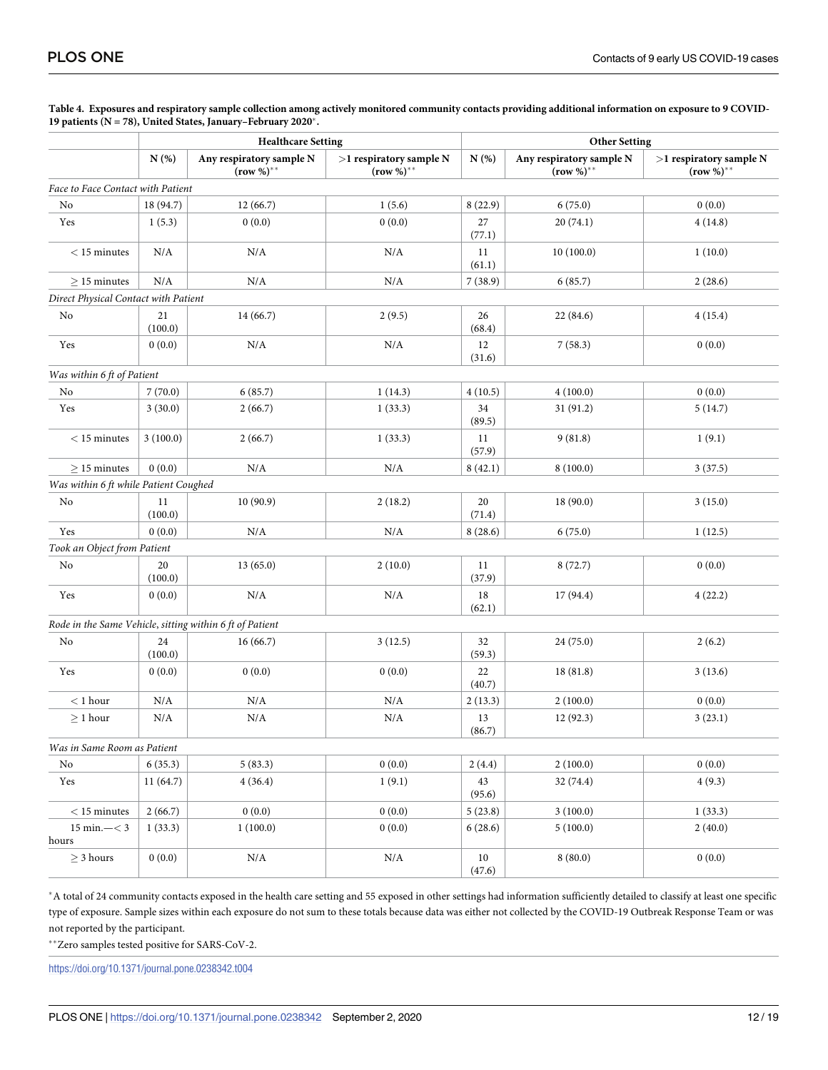**Table 4. Exposures and respiratory sample collection among actively monitored community contacts providing additional information on exposure to 9 COVID-19 patients (N = 78), United States, January–February 2020*.**

| | Healthcare Setting | | | Other Setting | | |
|---|---|---|---|---|---|---|
| | N (%) | Any respiratory sample N (row %)** | >1 respiratory sample N (row %)** | N (%) | Any respiratory sample N (row %)** | >1 respiratory sample N (row %)** |
| *Face to Face Contact with Patient* | | | | | | |
| No | 18 (94.7) | 12 (66.7) | 1 (5.6) | 8 (22.9) | 6 (75.0) | 0 (0.0) |
| Yes | 1 (5.3) | 0 (0.0) | 0 (0.0) | 27 (77.1) | 20 (74.1) | 4 (14.8) |
| < 15 minutes | N/A | N/A | N/A | 11 (61.1) | 10 (100.0) | 1 (10.0) |
| ≥ 15 minutes | N/A | N/A | N/A | 7 (38.9) | 6 (85.7) | 2 (28.6) |
| *Direct Physical Contact with Patient* | | | | | | |
| No | 21 (100.0) | 14 (66.7) | 2 (9.5) | 26 (68.4) | 22 (84.6) | 4 (15.4) |
| Yes | 0 (0.0) | N/A | N/A | 12 (31.6) | 7 (58.3) | 0 (0.0) |
| *Was within 6 ft of Patient* | | | | | | |
| No | 7 (70.0) | 6 (85.7) | 1 (14.3) | 4 (10.5) | 4 (100.0) | 0 (0.0) |
| Yes | 3 (30.0) | 2 (66.7) | 1 (33.3) | 34 (89.5) | 31 (91.2) | 5 (14.7) |
| < 15 minutes | 3 (100.0) | 2 (66.7) | 1 (33.3) | 11 (57.9) | 9 (81.8) | 1 (9.1) |
| ≥ 15 minutes | 0 (0.0) | N/A | N/A | 8 (42.1) | 8 (100.0) | 3 (37.5) |
| *Was within 6 ft while Patient Coughed* | | | | | | |
| No | 11 (100.0) | 10 (90.9) | 2 (18.2) | 20 (71.4) | 18 (90.0) | 3 (15.0) |
| Yes | 0 (0.0) | N/A | N/A | 8 (28.6) | 6 (75.0) | 1 (12.5) |
| *Took an Object from Patient* | | | | | | |
| No | 20 (100.0) | 13 (65.0) | 2 (10.0) | 11 (37.9) | 8 (72.7) | 0 (0.0) |
| Yes | 0 (0.0) | N/A | N/A | 18 (62.1) | 17 (94.4) | 4 (22.2) |
| *Rode in the Same Vehicle, sitting within 6 ft of Patient* | | | | | | |
| No | 24 (100.0) | 16 (66.7) | 3 (12.5) | 32 (59.3) | 24 (75.0) | 2 (6.2) |
| Yes | 0 (0.0) | 0 (0.0) | 0 (0.0) | 22 (40.7) | 18 (81.8) | 3 (13.6) |
| < 1 hour | N/A | N/A | N/A | 2 (13.3) | 2 (100.0) | 0 (0.0) |
| ≥ 1 hour | N/A | N/A | N/A | 13 (86.7) | 12 (92.3) | 3 (23.1) |
| *Was in Same Room as Patient* | | | | | | |
| No | 6 (35.3) | 5 (83.3) | 0 (0.0) | 2 (4.4) | 2 (100.0) | 0 (0.0) |
| Yes | 11 (64.7) | 4 (36.4) | 1 (9.1) | 43 (95.6) | 32 (74.4) | 4 (9.3) |
| < 15 minutes | 2 (66.7) | 0 (0.0) | 0 (0.0) | 5 (23.8) | 3 (100.0) | 1 (33.3) |
| 15 min.—< 3 hours | 1 (33.3) | 1 (100.0) | 0 (0.0) | 6 (28.6) | 5 (100.0) | 2 (40.0) |
| ≥ 3 hours | 0 (0.0) | N/A | N/A | 10 (47.6) | 8 (80.0) | 0 (0.0) |

*A total of 24 community contacts exposed in the health care setting and 55 exposed in other settings had information sufficiently detailed to classify at least one specific type of exposure. Sample sizes within each exposure do not sum to these totals because data was either not collected by the COVID-19 Outbreak Response Team or was not reported by the participant.

**Zero samples tested positive for SARS-CoV-2.

https://doi.org/10.1371/journal.pone.0238342.t004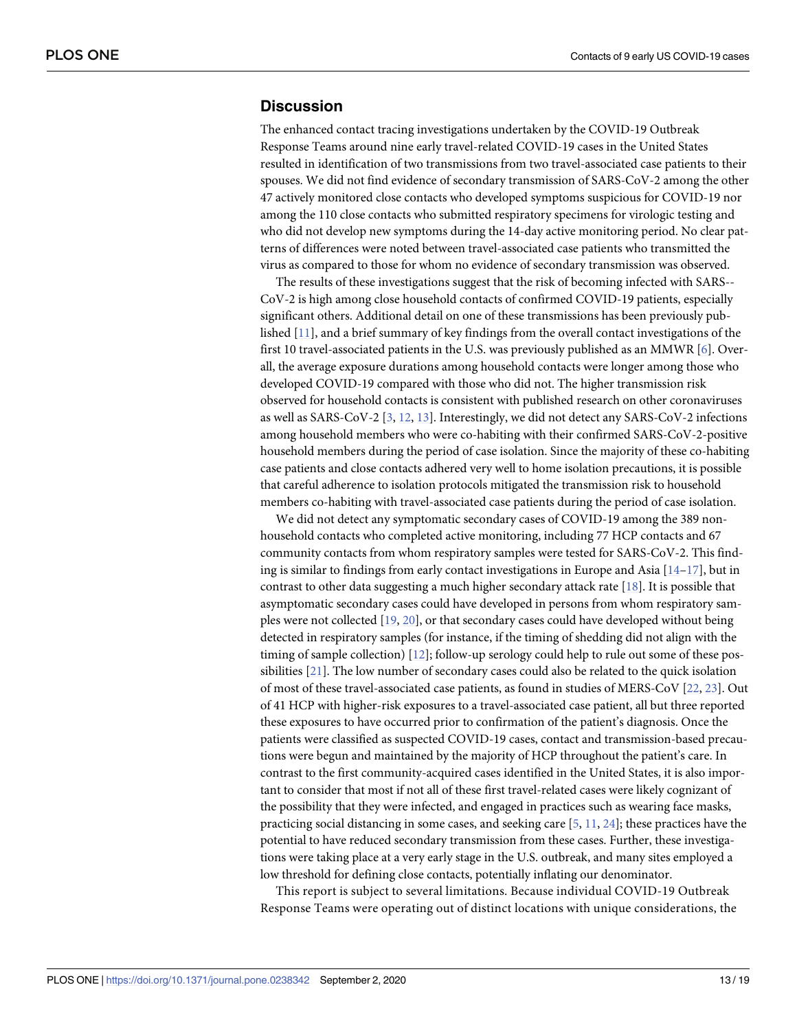## Discussion

The enhanced contact tracing investigations undertaken by the COVID-19 Outbreak Response Teams around nine early travel-related COVID-19 cases in the United States resulted in identification of two transmissions from two travel-associated case patients to their spouses. We did not find evidence of secondary transmission of SARS-CoV-2 among the other 47 actively monitored close contacts who developed symptoms suspicious for COVID-19 nor among the 110 close contacts who submitted respiratory specimens for virologic testing and who did not develop new symptoms during the 14-day active monitoring period. No clear patterns of differences were noted between travel-associated case patients who transmitted the virus as compared to those for whom no evidence of secondary transmission was observed.

The results of these investigations suggest that the risk of becoming infected with SARS-CoV-2 is high among close household contacts of confirmed COVID-19 patients, especially significant others. Additional detail on one of these transmissions has been previously published [11], and a brief summary of key findings from the overall contact investigations of the first 10 travel-associated patients in the U.S. was previously published as an MMWR [6]. Overall, the average exposure durations among household contacts were longer among those who developed COVID-19 compared with those who did not. The higher transmission risk observed for household contacts is consistent with published research on other coronaviruses as well as SARS-CoV-2 [3, 12, 13]. Interestingly, we did not detect any SARS-CoV-2 infections among household members who were co-habiting with their confirmed SARS-CoV-2-positive household members during the period of case isolation. Since the majority of these co-habiting case patients and close contacts adhered very well to home isolation precautions, it is possible that careful adherence to isolation protocols mitigated the transmission risk to household members co-habiting with travel-associated case patients during the period of case isolation.

We did not detect any symptomatic secondary cases of COVID-19 among the 389 non-household contacts who completed active monitoring, including 77 HCP contacts and 67 community contacts from whom respiratory samples were tested for SARS-CoV-2. This finding is similar to findings from early contact investigations in Europe and Asia [14–17], but in contrast to other data suggesting a much higher secondary attack rate [18]. It is possible that asymptomatic secondary cases could have developed in persons from whom respiratory samples were not collected [19, 20], or that secondary cases could have developed without being detected in respiratory samples (for instance, if the timing of shedding did not align with the timing of sample collection) [12]; follow-up serology could help to rule out some of these possibilities [21]. The low number of secondary cases could also be related to the quick isolation of most of these travel-associated case patients, as found in studies of MERS-CoV [22, 23]. Out of 41 HCP with higher-risk exposures to a travel-associated case patient, all but three reported these exposures to have occurred prior to confirmation of the patient's diagnosis. Once the patients were classified as suspected COVID-19 cases, contact and transmission-based precautions were begun and maintained by the majority of HCP throughout the patient's care. In contrast to the first community-acquired cases identified in the United States, it is also important to consider that most if not all of these first travel-related cases were likely cognizant of the possibility that they were infected, and engaged in practices such as wearing face masks, practicing social distancing in some cases, and seeking care [5, 11, 24]; these practices have the potential to have reduced secondary transmission from these cases. Further, these investigations were taking place at a very early stage in the U.S. outbreak, and many sites employed a low threshold for defining close contacts, potentially inflating our denominator.

This report is subject to several limitations. Because individual COVID-19 Outbreak Response Teams were operating out of distinct locations with unique considerations, the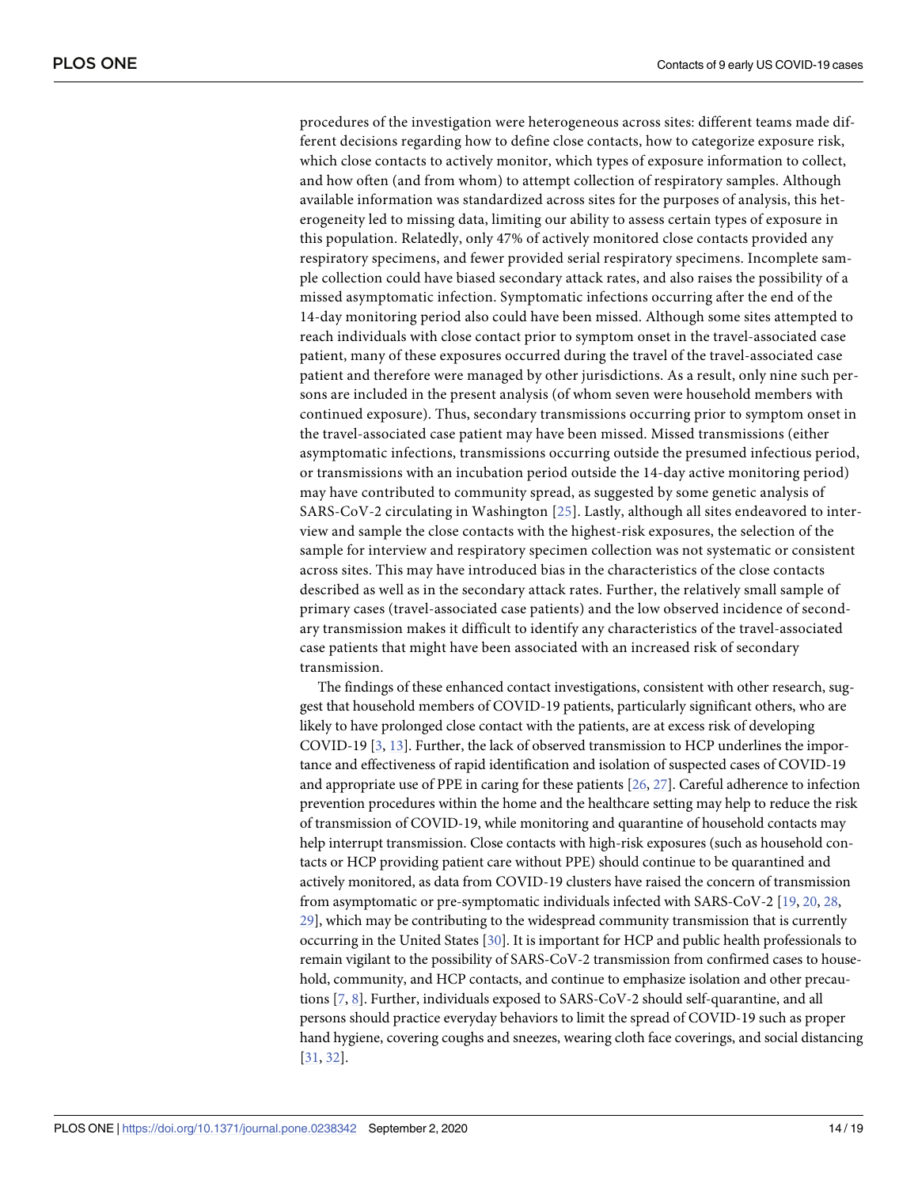procedures of the investigation were heterogeneous across sites: different teams made different decisions regarding how to define close contacts, how to categorize exposure risk, which close contacts to actively monitor, which types of exposure information to collect, and how often (and from whom) to attempt collection of respiratory samples. Although available information was standardized across sites for the purposes of analysis, this heterogeneity led to missing data, limiting our ability to assess certain types of exposure in this population. Relatedly, only 47% of actively monitored close contacts provided any respiratory specimens, and fewer provided serial respiratory specimens. Incomplete sample collection could have biased secondary attack rates, and also raises the possibility of a missed asymptomatic infection. Symptomatic infections occurring after the end of the 14-day monitoring period also could have been missed. Although some sites attempted to reach individuals with close contact prior to symptom onset in the travel-associated case patient, many of these exposures occurred during the travel of the travel-associated case patient and therefore were managed by other jurisdictions. As a result, only nine such persons are included in the present analysis (of whom seven were household members with continued exposure). Thus, secondary transmissions occurring prior to symptom onset in the travel-associated case patient may have been missed. Missed transmissions (either asymptomatic infections, transmissions occurring outside the presumed infectious period, or transmissions with an incubation period outside the 14-day active monitoring period) may have contributed to community spread, as suggested by some genetic analysis of SARS-CoV-2 circulating in Washington [25]. Lastly, although all sites endeavored to interview and sample the close contacts with the highest-risk exposures, the selection of the sample for interview and respiratory specimen collection was not systematic or consistent across sites. This may have introduced bias in the characteristics of the close contacts described as well as in the secondary attack rates. Further, the relatively small sample of primary cases (travel-associated case patients) and the low observed incidence of secondary transmission makes it difficult to identify any characteristics of the travel-associated case patients that might have been associated with an increased risk of secondary transmission.

The findings of these enhanced contact investigations, consistent with other research, suggest that household members of COVID-19 patients, particularly significant others, who are likely to have prolonged close contact with the patients, are at excess risk of developing COVID-19 [3, 13]. Further, the lack of observed transmission to HCP underlines the importance and effectiveness of rapid identification and isolation of suspected cases of COVID-19 and appropriate use of PPE in caring for these patients [26, 27]. Careful adherence to infection prevention procedures within the home and the healthcare setting may help to reduce the risk of transmission of COVID-19, while monitoring and quarantine of household contacts may help interrupt transmission. Close contacts with high-risk exposures (such as household contacts or HCP providing patient care without PPE) should continue to be quarantined and actively monitored, as data from COVID-19 clusters have raised the concern of transmission from asymptomatic or pre-symptomatic individuals infected with SARS-CoV-2 [19, 20, 28, 29], which may be contributing to the widespread community transmission that is currently occurring in the United States [30]. It is important for HCP and public health professionals to remain vigilant to the possibility of SARS-CoV-2 transmission from confirmed cases to household, community, and HCP contacts, and continue to emphasize isolation and other precautions [7, 8]. Further, individuals exposed to SARS-CoV-2 should self-quarantine, and all persons should practice everyday behaviors to limit the spread of COVID-19 such as proper hand hygiene, covering coughs and sneezes, wearing cloth face coverings, and social distancing [31, 32].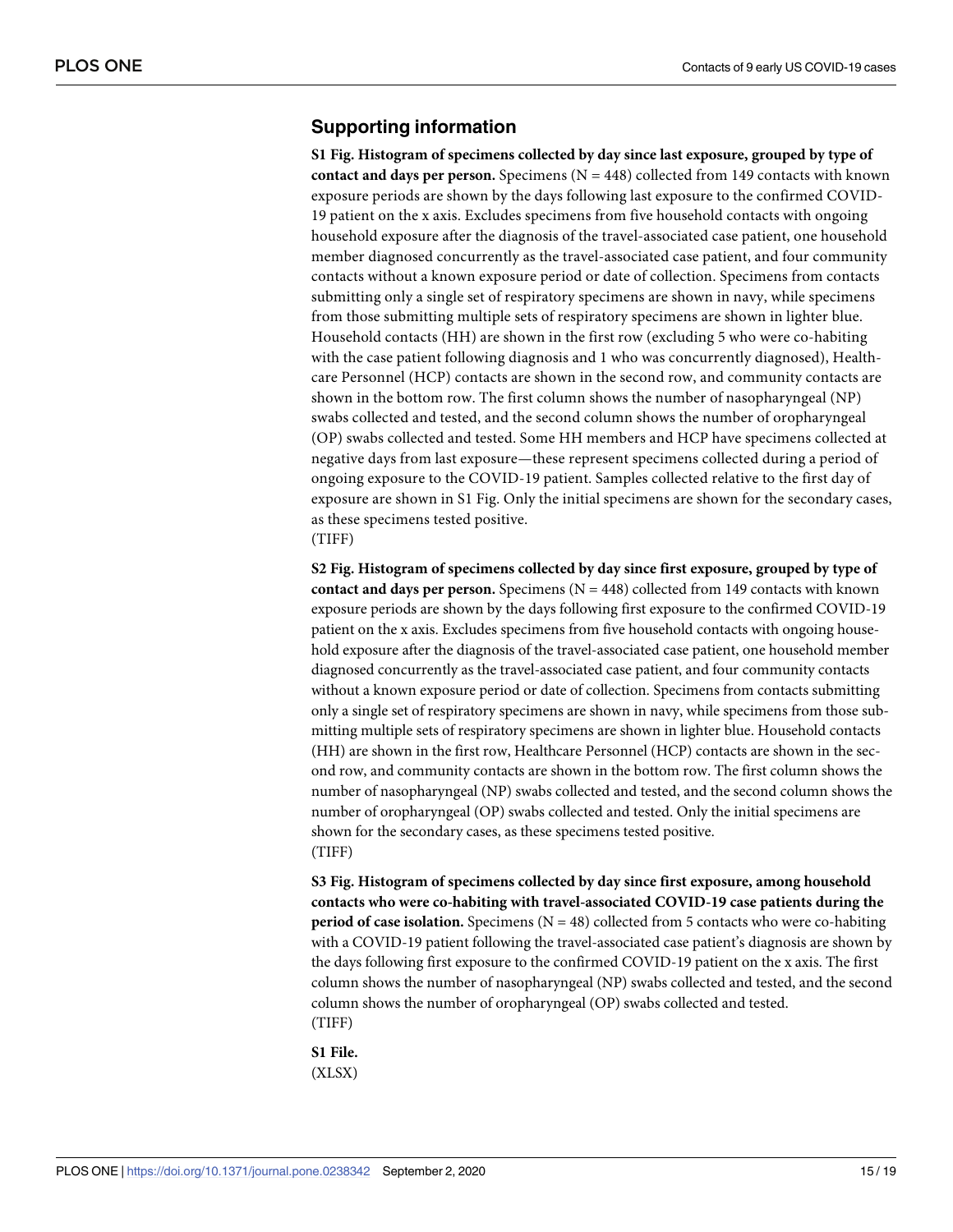## Supporting information

**S1 Fig. Histogram of specimens collected by day since last exposure, grouped by type of contact and days per person.** Specimens (N = 448) collected from 149 contacts with known exposure periods are shown by the days following last exposure to the confirmed COVID-19 patient on the x axis. Excludes specimens from five household contacts with ongoing household exposure after the diagnosis of the travel-associated case patient, one household member diagnosed concurrently as the travel-associated case patient, and four community contacts without a known exposure period or date of collection. Specimens from contacts submitting only a single set of respiratory specimens are shown in navy, while specimens from those submitting multiple sets of respiratory specimens are shown in lighter blue. Household contacts (HH) are shown in the first row (excluding 5 who were co-habiting with the case patient following diagnosis and 1 who was concurrently diagnosed), Health-care Personnel (HCP) contacts are shown in the second row, and community contacts are shown in the bottom row. The first column shows the number of nasopharyngeal (NP) swabs collected and tested, and the second column shows the number of oropharyngeal (OP) swabs collected and tested. Some HH members and HCP have specimens collected at negative days from last exposure—these represent specimens collected during a period of ongoing exposure to the COVID-19 patient. Samples collected relative to the first day of exposure are shown in S1 Fig. Only the initial specimens are shown for the secondary cases, as these specimens tested positive.
(TIFF)

**S2 Fig. Histogram of specimens collected by day since first exposure, grouped by type of contact and days per person.** Specimens (N = 448) collected from 149 contacts with known exposure periods are shown by the days following first exposure to the confirmed COVID-19 patient on the x axis. Excludes specimens from five household contacts with ongoing household exposure after the diagnosis of the travel-associated case patient, one household member diagnosed concurrently as the travel-associated case patient, and four community contacts without a known exposure period or date of collection. Specimens from contacts submitting only a single set of respiratory specimens are shown in navy, while specimens from those submitting multiple sets of respiratory specimens are shown in lighter blue. Household contacts (HH) are shown in the first row, Healthcare Personnel (HCP) contacts are shown in the second row, and community contacts are shown in the bottom row. The first column shows the number of nasopharyngeal (NP) swabs collected and tested, and the second column shows the number of oropharyngeal (OP) swabs collected and tested. Only the initial specimens are shown for the secondary cases, as these specimens tested positive.
(TIFF)

**S3 Fig. Histogram of specimens collected by day since first exposure, among household contacts who were co-habiting with travel-associated COVID-19 case patients during the period of case isolation.** Specimens (N = 48) collected from 5 contacts who were co-habiting with a COVID-19 patient following the travel-associated case patient's diagnosis are shown by the days following first exposure to the confirmed COVID-19 patient on the x axis. The first column shows the number of nasopharyngeal (NP) swabs collected and tested, and the second column shows the number of oropharyngeal (OP) swabs collected and tested.
(TIFF)

**S1 File.**
(XLSX)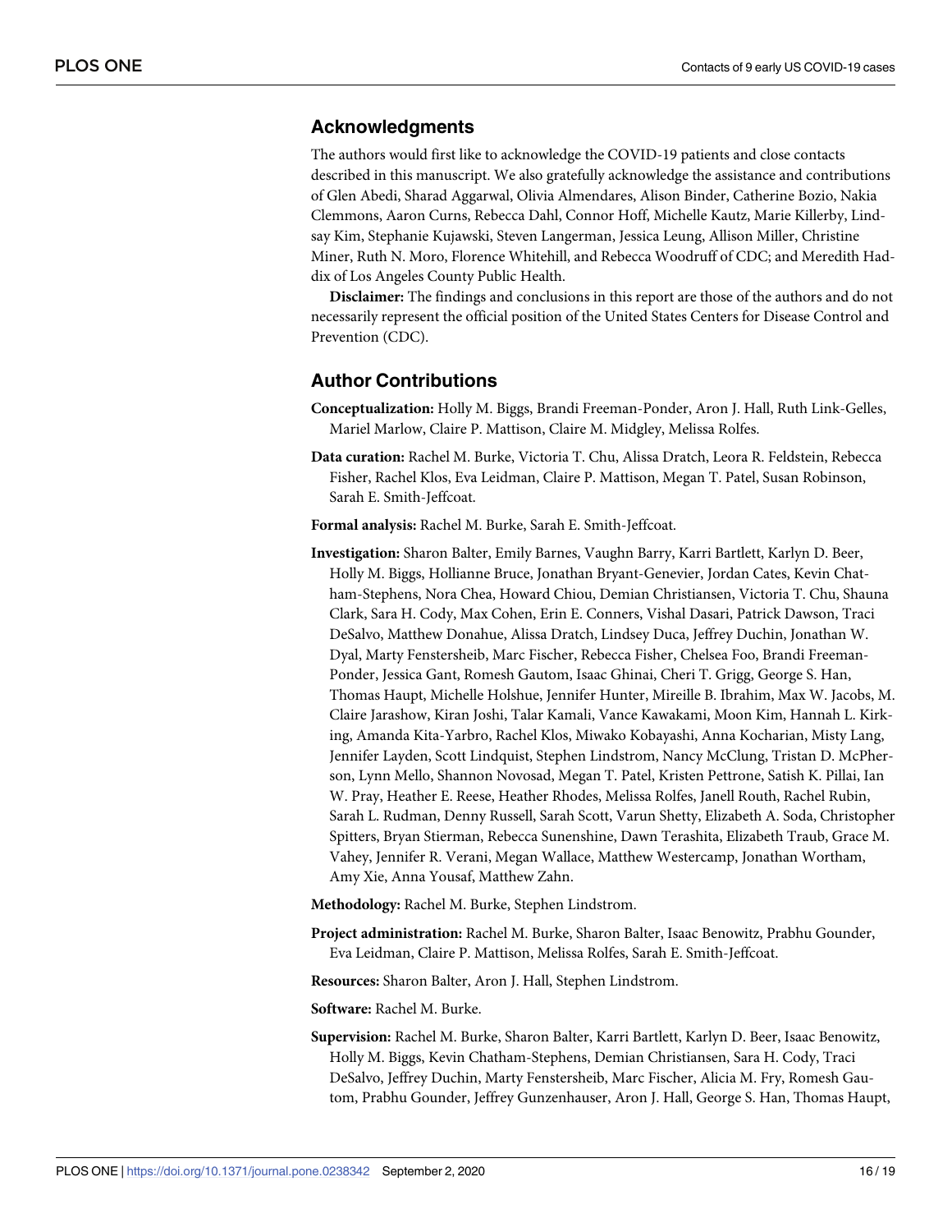## Acknowledgments

The authors would first like to acknowledge the COVID-19 patients and close contacts described in this manuscript. We also gratefully acknowledge the assistance and contributions of Glen Abedi, Sharad Aggarwal, Olivia Almendares, Alison Binder, Catherine Bozio, Nakia Clemmons, Aaron Curns, Rebecca Dahl, Connor Hoff, Michelle Kautz, Marie Killerby, Lindsay Kim, Stephanie Kujawski, Steven Langerman, Jessica Leung, Allison Miller, Christine Miner, Ruth N. Moro, Florence Whitehill, and Rebecca Woodruff of CDC; and Meredith Haddix of Los Angeles County Public Health.

**Disclaimer:** The findings and conclusions in this report are those of the authors and do not necessarily represent the official position of the United States Centers for Disease Control and Prevention (CDC).

## Author Contributions

**Conceptualization:** Holly M. Biggs, Brandi Freeman-Ponder, Aron J. Hall, Ruth Link-Gelles, Mariel Marlow, Claire P. Mattison, Claire M. Midgley, Melissa Rolfes.

**Data curation:** Rachel M. Burke, Victoria T. Chu, Alissa Dratch, Leora R. Feldstein, Rebecca Fisher, Rachel Klos, Eva Leidman, Claire P. Mattison, Megan T. Patel, Susan Robinson, Sarah E. Smith-Jeffcoat.

**Formal analysis:** Rachel M. Burke, Sarah E. Smith-Jeffcoat.

**Investigation:** Sharon Balter, Emily Barnes, Vaughn Barry, Karri Bartlett, Karlyn D. Beer, Holly M. Biggs, Hollianne Bruce, Jonathan Bryant-Genevier, Jordan Cates, Kevin Chatham-Stephens, Nora Chea, Howard Chiou, Demian Christiansen, Victoria T. Chu, Shauna Clark, Sara H. Cody, Max Cohen, Erin E. Conners, Vishal Dasari, Patrick Dawson, Traci DeSalvo, Matthew Donahue, Alissa Dratch, Lindsey Duca, Jeffrey Duchin, Jonathan W. Dyal, Marty Fenstersheib, Marc Fischer, Rebecca Fisher, Chelsea Foo, Brandi Freeman-Ponder, Jessica Gant, Romesh Gautom, Isaac Ghinai, Cheri T. Grigg, George S. Han, Thomas Haupt, Michelle Holshue, Jennifer Hunter, Mireille B. Ibrahim, Max W. Jacobs, M. Claire Jarashow, Kiran Joshi, Talar Kamali, Vance Kawakami, Moon Kim, Hannah L. Kirking, Amanda Kita-Yarbro, Rachel Klos, Miwako Kobayashi, Anna Kocharian, Misty Lang, Jennifer Layden, Scott Lindquist, Stephen Lindstrom, Nancy McClung, Tristan D. McPherson, Lynn Mello, Shannon Novosad, Megan T. Patel, Kristen Pettrone, Satish K. Pillai, Ian W. Pray, Heather E. Reese, Heather Rhodes, Melissa Rolfes, Janell Routh, Rachel Rubin, Sarah L. Rudman, Denny Russell, Sarah Scott, Varun Shetty, Elizabeth A. Soda, Christopher Spitters, Bryan Stierman, Rebecca Sunenshine, Dawn Terashita, Elizabeth Traub, Grace M. Vahey, Jennifer R. Verani, Megan Wallace, Matthew Westercamp, Jonathan Wortham, Amy Xie, Anna Yousaf, Matthew Zahn.

**Methodology:** Rachel M. Burke, Stephen Lindstrom.

**Project administration:** Rachel M. Burke, Sharon Balter, Isaac Benowitz, Prabhu Gounder, Eva Leidman, Claire P. Mattison, Melissa Rolfes, Sarah E. Smith-Jeffcoat.

**Resources:** Sharon Balter, Aron J. Hall, Stephen Lindstrom.

**Software:** Rachel M. Burke.

**Supervision:** Rachel M. Burke, Sharon Balter, Karri Bartlett, Karlyn D. Beer, Isaac Benowitz, Holly M. Biggs, Kevin Chatham-Stephens, Demian Christiansen, Sara H. Cody, Traci DeSalvo, Jeffrey Duchin, Marty Fenstersheib, Marc Fischer, Alicia M. Fry, Romesh Gautom, Prabhu Gounder, Jeffrey Gunzenhauser, Aron J. Hall, George S. Han, Thomas Haupt,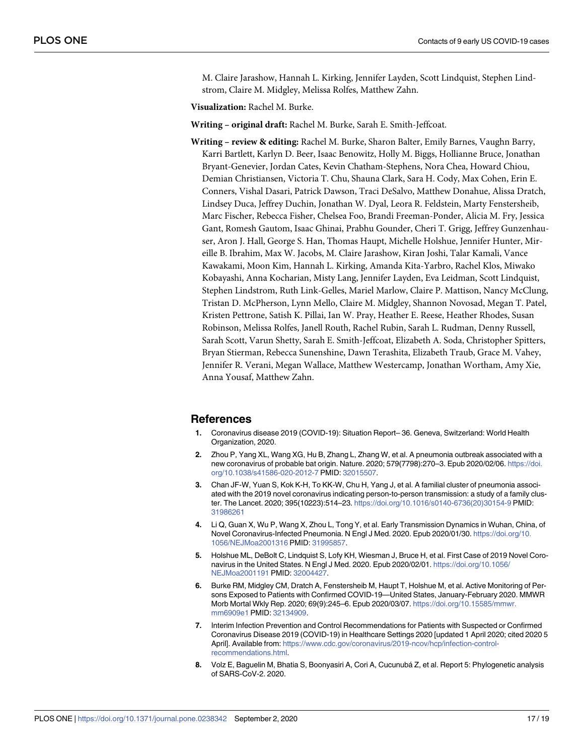M. Claire Jarashow, Hannah L. Kirking, Jennifer Layden, Scott Lindquist, Stephen Lindstrom, Claire M. Midgley, Melissa Rolfes, Matthew Zahn.

**Visualization:** Rachel M. Burke.

**Writing – original draft:** Rachel M. Burke, Sarah E. Smith-Jeffcoat.

**Writing – review & editing:** Rachel M. Burke, Sharon Balter, Emily Barnes, Vaughn Barry, Karri Bartlett, Karlyn D. Beer, Isaac Benowitz, Holly M. Biggs, Hollianne Bruce, Jonathan Bryant-Genevier, Jordan Cates, Kevin Chatham-Stephens, Nora Chea, Howard Chiou, Demian Christiansen, Victoria T. Chu, Shauna Clark, Sara H. Cody, Max Cohen, Erin E. Conners, Vishal Dasari, Patrick Dawson, Traci DeSalvo, Matthew Donahue, Alissa Dratch, Lindsey Duca, Jeffrey Duchin, Jonathan W. Dyal, Leora R. Feldstein, Marty Fenstersheib, Marc Fischer, Rebecca Fisher, Chelsea Foo, Brandi Freeman-Ponder, Alicia M. Fry, Jessica Gant, Romesh Gautom, Isaac Ghinai, Prabhu Gounder, Cheri T. Grigg, Jeffrey Gunzenhauser, Aron J. Hall, George S. Han, Thomas Haupt, Michelle Holshue, Jennifer Hunter, Mireille B. Ibrahim, Max W. Jacobs, M. Claire Jarashow, Kiran Joshi, Talar Kamali, Vance Kawakami, Moon Kim, Hannah L. Kirking, Amanda Kita-Yarbro, Rachel Klos, Miwako Kobayashi, Anna Kocharian, Misty Lang, Jennifer Layden, Eva Leidman, Scott Lindquist, Stephen Lindstrom, Ruth Link-Gelles, Mariel Marlow, Claire P. Mattison, Nancy McClung, Tristan D. McPherson, Lynn Mello, Claire M. Midgley, Shannon Novosad, Megan T. Patel, Kristen Pettrone, Satish K. Pillai, Ian W. Pray, Heather E. Reese, Heather Rhodes, Susan Robinson, Melissa Rolfes, Janell Routh, Rachel Rubin, Sarah L. Rudman, Denny Russell, Sarah Scott, Varun Shetty, Sarah E. Smith-Jeffcoat, Elizabeth A. Soda, Christopher Spitters, Bryan Stierman, Rebecca Sunenshine, Dawn Terashita, Elizabeth Traub, Grace M. Vahey, Jennifer R. Verani, Megan Wallace, Matthew Westercamp, Jonathan Wortham, Amy Xie, Anna Yousaf, Matthew Zahn.

## References

1. Coronavirus disease 2019 (COVID-19): Situation Report– 36. Geneva, Switzerland: World Health Organization, 2020.
2. Zhou P, Yang XL, Wang XG, Hu B, Zhang L, Zhang W, et al. A pneumonia outbreak associated with a new coronavirus of probable bat origin. Nature. 2020; 579(7798):270–3. Epub 2020/02/06. https://doi.org/10.1038/s41586-020-2012-7 PMID: 32015507.
3. Chan JF-W, Yuan S, Kok K-H, To KK-W, Chu H, Yang J, et al. A familial cluster of pneumonia associated with the 2019 novel coronavirus indicating person-to-person transmission: a study of a family cluster. The Lancet. 2020; 395(10223):514–23. https://doi.org/10.1016/s0140-6736(20)30154-9 PMID: 31986261
4. Li Q, Guan X, Wu P, Wang X, Zhou L, Tong Y, et al. Early Transmission Dynamics in Wuhan, China, of Novel Coronavirus-Infected Pneumonia. N Engl J Med. 2020. Epub 2020/01/30. https://doi.org/10.1056/NEJMoa2001316 PMID: 31995857.
5. Holshue ML, DeBolt C, Lindquist S, Lofy KH, Wiesman J, Bruce H, et al. First Case of 2019 Novel Coronavirus in the United States. N Engl J Med. 2020. Epub 2020/02/01. https://doi.org/10.1056/NEJMoa2001191 PMID: 32004427.
6. Burke RM, Midgley CM, Dratch A, Fenstersheib M, Haupt T, Holshue M, et al. Active Monitoring of Persons Exposed to Patients with Confirmed COVID-19—United States, January-February 2020. MMWR Morb Mortal Wkly Rep. 2020; 69(9):245–6. Epub 2020/03/07. https://doi.org/10.15585/mmwr.mm6909e1 PMID: 32134909.
7. Interim Infection Prevention and Control Recommendations for Patients with Suspected or Confirmed Coronavirus Disease 2019 (COVID-19) in Healthcare Settings 2020 [updated 1 April 2020; cited 2020 5 April]. Available from: https://www.cdc.gov/coronavirus/2019-ncov/hcp/infection-control-recommendations.html.
8. Volz E, Baguelin M, Bhatia S, Boonyasiri A, Cori A, Cucunubá Z, et al. Report 5: Phylogenetic analysis of SARS-CoV-2. 2020.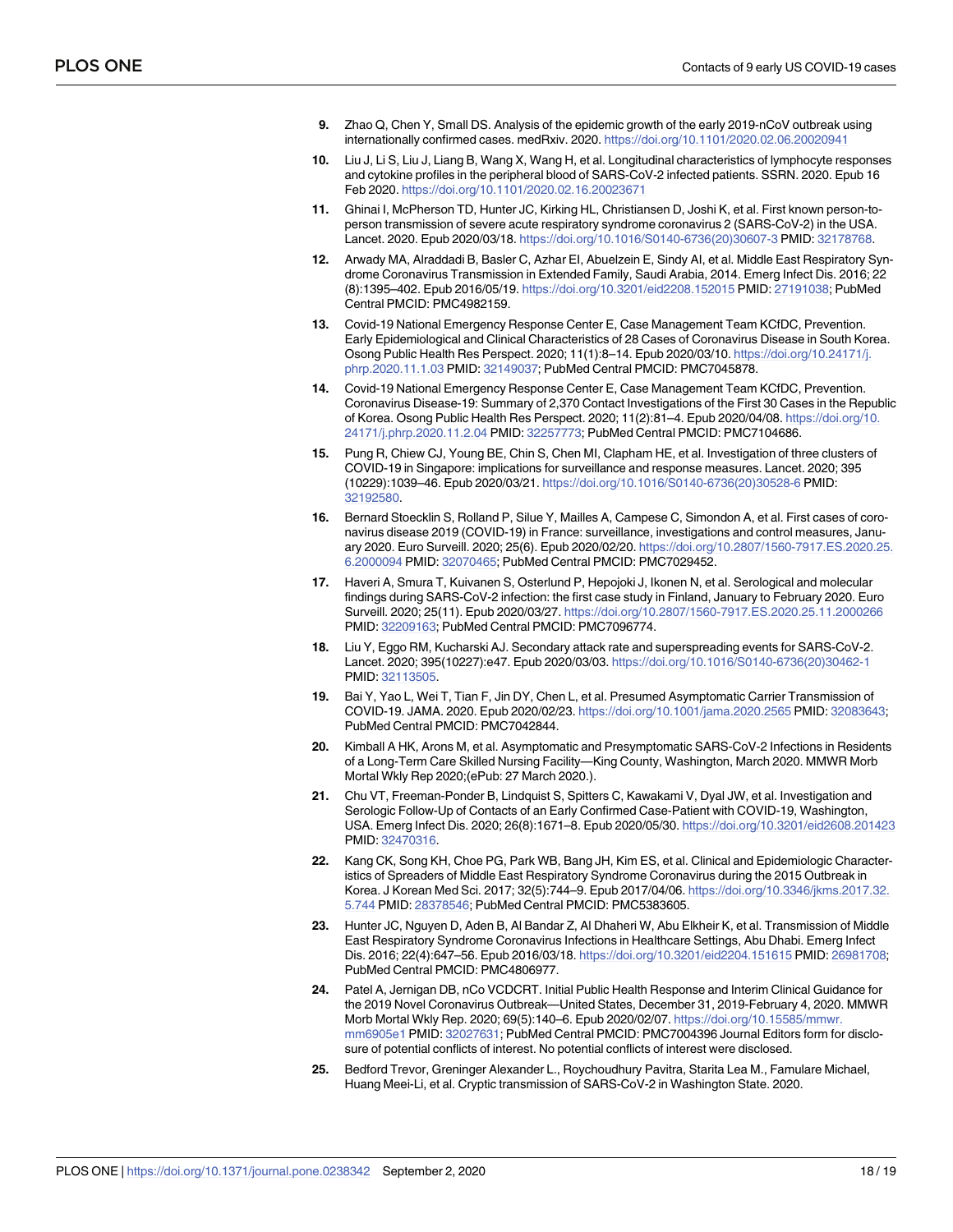9. Zhao Q, Chen Y, Small DS. Analysis of the epidemic growth of the early 2019-nCoV outbreak using internationally confirmed cases. medRxiv. 2020. https://doi.org/10.1101/2020.02.06.20020941

10. Liu J, Li S, Liu J, Liang B, Wang X, Wang H, et al. Longitudinal characteristics of lymphocyte responses and cytokine profiles in the peripheral blood of SARS-CoV-2 infected patients. SSRN. 2020. Epub 16 Feb 2020. https://doi.org/10.1101/2020.02.16.20023671

11. Ghinai I, McPherson TD, Hunter JC, Kirking HL, Christiansen D, Joshi K, et al. First known person-to-person transmission of severe acute respiratory syndrome coronavirus 2 (SARS-CoV-2) in the USA. Lancet. 2020. Epub 2020/03/18. https://doi.org/10.1016/S0140-6736(20)30607-3 PMID: 32178768.

12. Arwady MA, Alraddadi B, Basler C, Azhar EI, Abuelzein E, Sindy AI, et al. Middle East Respiratory Syndrome Coronavirus Transmission in Extended Family, Saudi Arabia, 2014. Emerg Infect Dis. 2016; 22 (8):1395–402. Epub 2016/05/19. https://doi.org/10.3201/eid2208.152015 PMID: 27191038; PubMed Central PMCID: PMC4982159.

13. Covid-19 National Emergency Response Center E, Case Management Team KCfDC, Prevention. Early Epidemiological and Clinical Characteristics of 28 Cases of Coronavirus Disease in South Korea. Osong Public Health Res Perspect. 2020; 11(1):8–14. Epub 2020/03/10. https://doi.org/10.24171/j.phrp.2020.11.1.03 PMID: 32149037; PubMed Central PMCID: PMC7045878.

14. Covid-19 National Emergency Response Center E, Case Management Team KCfDC, Prevention. Coronavirus Disease-19: Summary of 2,370 Contact Investigations of the First 30 Cases in the Republic of Korea. Osong Public Health Res Perspect. 2020; 11(2):81–4. Epub 2020/04/08. https://doi.org/10.24171/j.phrp.2020.11.2.04 PMID: 32257773; PubMed Central PMCID: PMC7104686.

15. Pung R, Chiew CJ, Young BE, Chin S, Chen MI, Clapham HE, et al. Investigation of three clusters of COVID-19 in Singapore: implications for surveillance and response measures. Lancet. 2020; 395 (10229):1039–46. Epub 2020/03/21. https://doi.org/10.1016/S0140-6736(20)30528-6 PMID: 32192580.

16. Bernard Stoecklin S, Rolland P, Silue Y, Mailles A, Campese C, Simondon A, et al. First cases of coronavirus disease 2019 (COVID-19) in France: surveillance, investigations and control measures, January 2020. Euro Surveill. 2020; 25(6). Epub 2020/02/20. https://doi.org/10.2807/1560-7917.ES.2020.25.6.2000094 PMID: 32070465; PubMed Central PMCID: PMC7029452.

17. Haveri A, Smura T, Kuivanen S, Osterlund P, Hepojoki J, Ikonen N, et al. Serological and molecular findings during SARS-CoV-2 infection: the first case study in Finland, January to February 2020. Euro Surveill. 2020; 25(11). Epub 2020/03/27. https://doi.org/10.2807/1560-7917.ES.2020.25.11.2000266 PMID: 32209163; PubMed Central PMCID: PMC7096774.

18. Liu Y, Eggo RM, Kucharski AJ. Secondary attack rate and superspreading events for SARS-CoV-2. Lancet. 2020; 395(10227):e47. Epub 2020/03/03. https://doi.org/10.1016/S0140-6736(20)30462-1 PMID: 32113505.

19. Bai Y, Yao L, Wei T, Tian F, Jin DY, Chen L, et al. Presumed Asymptomatic Carrier Transmission of COVID-19. JAMA. 2020. Epub 2020/02/23. https://doi.org/10.1001/jama.2020.2565 PMID: 32083643; PubMed Central PMCID: PMC7042844.

20. Kimball A HK, Arons M, et al. Asymptomatic and Presymptomatic SARS-CoV-2 Infections in Residents of a Long-Term Care Skilled Nursing Facility—King County, Washington, March 2020. MMWR Morb Mortal Wkly Rep 2020;(ePub: 27 March 2020.).

21. Chu VT, Freeman-Ponder B, Lindquist S, Spitters C, Kawakami V, Dyal JW, et al. Investigation and Serologic Follow-Up of Contacts of an Early Confirmed Case-Patient with COVID-19, Washington, USA. Emerg Infect Dis. 2020; 26(8):1671–8. Epub 2020/05/30. https://doi.org/10.3201/eid2608.201423 PMID: 32470316.

22. Kang CK, Song KH, Choe PG, Park WB, Bang JH, Kim ES, et al. Clinical and Epidemiologic Characteristics of Spreaders of Middle East Respiratory Syndrome Coronavirus during the 2015 Outbreak in Korea. J Korean Med Sci. 2017; 32(5):744–9. Epub 2017/04/06. https://doi.org/10.3346/jkms.2017.32.5.744 PMID: 28378546; PubMed Central PMCID: PMC5383605.

23. Hunter JC, Nguyen D, Aden B, Al Bandar Z, Al Dhaheri W, Abu Elkheir K, et al. Transmission of Middle East Respiratory Syndrome Coronavirus Infections in Healthcare Settings, Abu Dhabi. Emerg Infect Dis. 2016; 22(4):647–56. Epub 2016/03/18. https://doi.org/10.3201/eid2204.151615 PMID: 26981708; PubMed Central PMCID: PMC4806977.

24. Patel A, Jernigan DB, nCo VCDCRT. Initial Public Health Response and Interim Clinical Guidance for the 2019 Novel Coronavirus Outbreak—United States, December 31, 2019-February 4, 2020. MMWR Morb Mortal Wkly Rep. 2020; 69(5):140–6. Epub 2020/02/07. https://doi.org/10.15585/mmwr.mm6905e1 PMID: 32027631; PubMed Central PMCID: PMC7004396 Journal Editors form for disclosure of potential conflicts of interest. No potential conflicts of interest were disclosed.

25. Bedford Trevor, Greninger Alexander L., Roychoudhury Pavitra, Starita Lea M., Famulare Michael, Huang Meei-Li, et al. Cryptic transmission of SARS-CoV-2 in Washington State. 2020.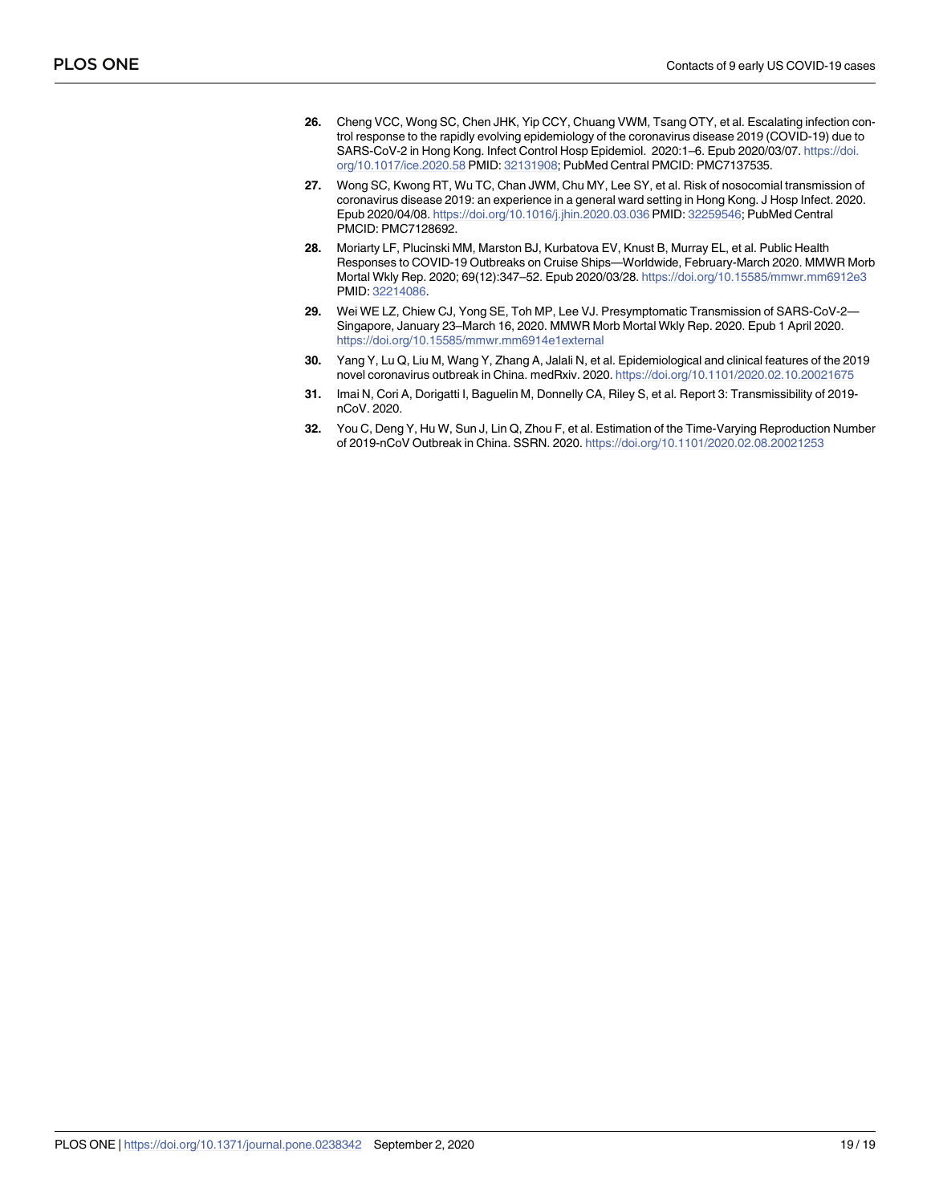26. Cheng VCC, Wong SC, Chen JHK, Yip CCY, Chuang VWM, Tsang OTY, et al. Escalating infection control response to the rapidly evolving epidemiology of the coronavirus disease 2019 (COVID-19) due to SARS-CoV-2 in Hong Kong. Infect Control Hosp Epidemiol. 2020:1–6. Epub 2020/03/07. https://doi.org/10.1017/ice.2020.58 PMID: 32131908; PubMed Central PMCID: PMC7137535.
27. Wong SC, Kwong RT, Wu TC, Chan JWM, Chu MY, Lee SY, et al. Risk of nosocomial transmission of coronavirus disease 2019: an experience in a general ward setting in Hong Kong. J Hosp Infect. 2020. Epub 2020/04/08. https://doi.org/10.1016/j.jhin.2020.03.036 PMID: 32259546; PubMed Central PMCID: PMC7128692.
28. Moriarty LF, Plucinski MM, Marston BJ, Kurbatova EV, Knust B, Murray EL, et al. Public Health Responses to COVID-19 Outbreaks on Cruise Ships—Worldwide, February-March 2020. MMWR Morb Mortal Wkly Rep. 2020; 69(12):347–52. Epub 2020/03/28. https://doi.org/10.15585/mmwr.mm6912e3 PMID: 32214086.
29. Wei WE LZ, Chiew CJ, Yong SE, Toh MP, Lee VJ. Presymptomatic Transmission of SARS-CoV-2—Singapore, January 23–March 16, 2020. MMWR Morb Mortal Wkly Rep. 2020. Epub 1 April 2020. https://doi.org/10.15585/mmwr.mm6914e1external
30. Yang Y, Lu Q, Liu M, Wang Y, Zhang A, Jalali N, et al. Epidemiological and clinical features of the 2019 novel coronavirus outbreak in China. medRxiv. 2020. https://doi.org/10.1101/2020.02.10.20021675
31. Imai N, Cori A, Dorigatti I, Baguelin M, Donnelly CA, Riley S, et al. Report 3: Transmissibility of 2019-nCoV. 2020.
32. You C, Deng Y, Hu W, Sun J, Lin Q, Zhou F, et al. Estimation of the Time-Varying Reproduction Number of 2019-nCoV Outbreak in China. SSRN. 2020. https://doi.org/10.1101/2020.02.08.20021253